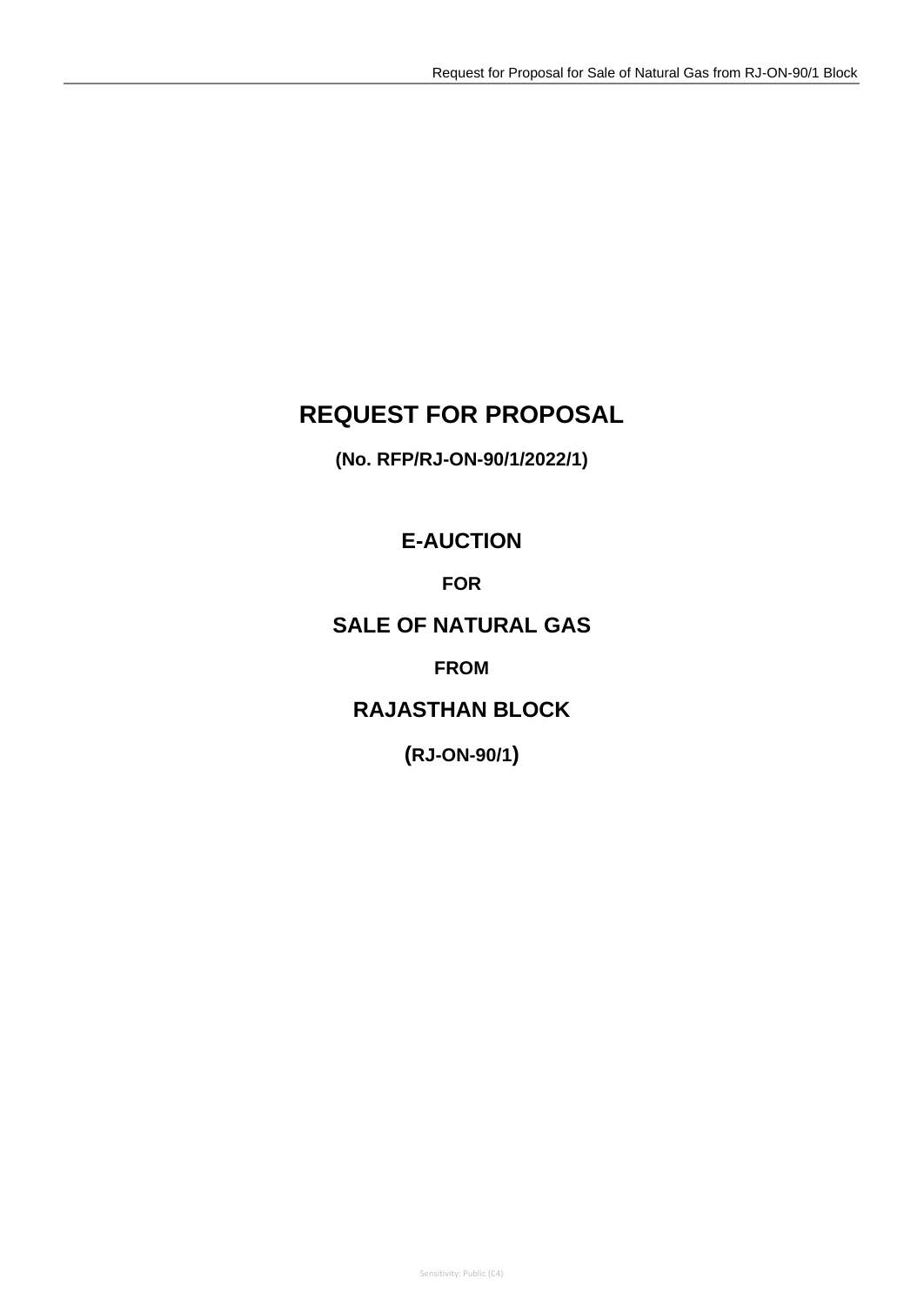# REQUEST FOR PROPOSAL

**(No. RFP/RJ-ON-90/1/2022/1)**

## E-AUCTION

**FOR**

## SALE OF NATURAL GAS

**FROM**

## RAJASTHAN BLOCK

**(RJ-ON-90/1)**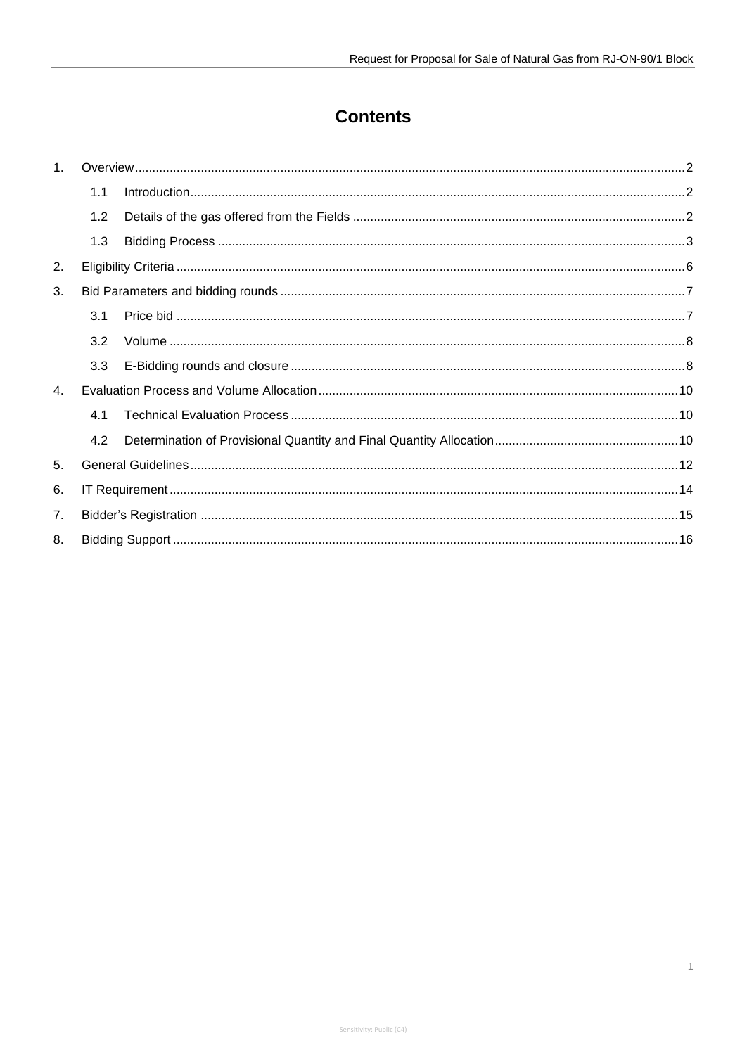# Contents

1. Overview ..... 2
   - 1.1 Introduction ..... 2
   - 1.2 Details of the gas offered from the Fields ..... 2
   - 1.3 Bidding Process ..... 3
2. Eligibility Criteria ..... 6
3. Bid Parameters and bidding rounds ..... 7
   - 3.1 Price bid ..... 7
   - 3.2 Volume ..... 8
   - 3.3 E-Bidding rounds and closure ..... 8
4. Evaluation Process and Volume Allocation ..... 10
   - 4.1 Technical Evaluation Process ..... 10
   - 4.2 Determination of Provisional Quantity and Final Quantity Allocation ..... 10
5. General Guidelines ..... 12
6. IT Requirement ..... 14
7. Bidder's Registration ..... 15
8. Bidding Support ..... 16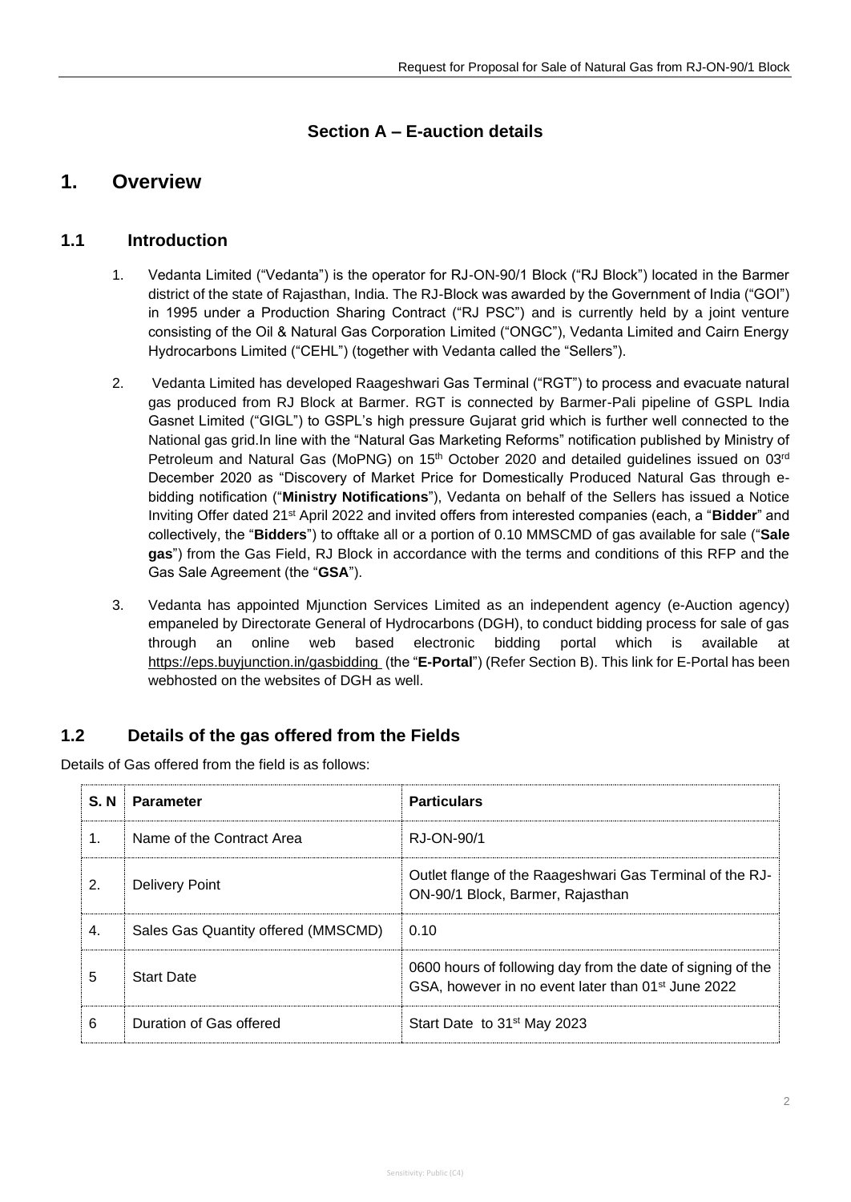## Section A – E-auction details

# 1. Overview

## 1.1 Introduction

1. Vedanta Limited ("Vedanta") is the operator for RJ-ON-90/1 Block ("RJ Block") located in the Barmer district of the state of Rajasthan, India. The RJ-Block was awarded by the Government of India ("GOI") in 1995 under a Production Sharing Contract ("RJ PSC") and is currently held by a joint venture consisting of the Oil & Natural Gas Corporation Limited ("ONGC"), Vedanta Limited and Cairn Energy Hydrocarbons Limited ("CEHL") (together with Vedanta called the "Sellers").

2. Vedanta Limited has developed Raageshwari Gas Terminal ("RGT") to process and evacuate natural gas produced from RJ Block at Barmer. RGT is connected by Barmer-Pali pipeline of GSPL India Gasnet Limited ("GIGL") to GSPL's high pressure Gujarat grid which is further well connected to the National gas grid.In line with the "Natural Gas Marketing Reforms" notification published by Ministry of Petroleum and Natural Gas (MoPNG) on 15th October 2020 and detailed guidelines issued on 03rd December 2020 as "Discovery of Market Price for Domestically Produced Natural Gas through e-bidding notification ("**Ministry Notifications**"), Vedanta on behalf of the Sellers has issued a Notice Inviting Offer dated 21st April 2022 and invited offers from interested companies (each, a "**Bidder**" and collectively, the "**Bidders**") to offtake all or a portion of 0.10 MMSCMD of gas available for sale ("**Sale gas**") from the Gas Field, RJ Block in accordance with the terms and conditions of this RFP and the Gas Sale Agreement (the "**GSA**").

3. Vedanta has appointed Mjunction Services Limited as an independent agency (e-Auction agency) empaneled by Directorate General of Hydrocarbons (DGH), to conduct bidding process for sale of gas through an online web based electronic bidding portal which is available at https://eps.buyjunction.in/gasbidding (the "**E-Portal**") (Refer Section B). This link for E-Portal has been webhosted on the websites of DGH as well.

## 1.2 Details of the gas offered from the Fields

Details of Gas offered from the field is as follows:

| S. N | Parameter | Particulars |
|---|---|---|
| 1. | Name of the Contract Area | RJ-ON-90/1 |
| 2. | Delivery Point | Outlet flange of the Raageshwari Gas Terminal of the RJ-ON-90/1 Block, Barmer, Rajasthan |
| 4. | Sales Gas Quantity offered (MMSCMD) | 0.10 |
| 5 | Start Date | 0600 hours of following day from the date of signing of the GSA, however in no event later than 01st June 2022 |
| 6 | Duration of Gas offered | Start Date to 31st May 2023 |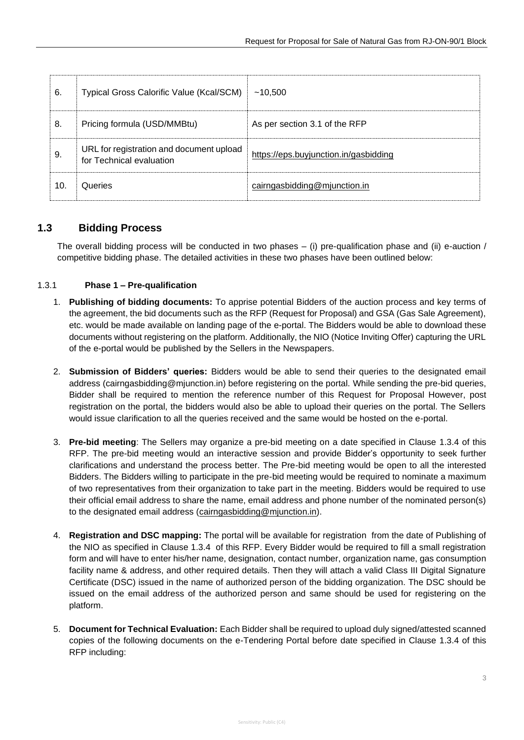| 6. | Typical Gross Calorific Value (Kcal/SCM) | ~10,500 |
|---|---|---|
| 8. | Pricing formula (USD/MMBtu) | As per section 3.1 of the RFP |
| 9. | URL for registration and document upload for Technical evaluation | https://eps.buyjunction.in/gasbidding |
| 10. | Queries | cairngasbidding@mjunction.in |

## 1.3 Bidding Process

The overall bidding process will be conducted in two phases – (i) pre-qualification phase and (ii) e-auction / competitive bidding phase. The detailed activities in these two phases have been outlined below:

### 1.3.1 Phase 1 – Pre-qualification

1. **Publishing of bidding documents:** To apprise potential Bidders of the auction process and key terms of the agreement, the bid documents such as the RFP (Request for Proposal) and GSA (Gas Sale Agreement), etc. would be made available on landing page of the e-portal. The Bidders would be able to download these documents without registering on the platform. Additionally, the NIO (Notice Inviting Offer) capturing the URL of the e-portal would be published by the Sellers in the Newspapers.

2. **Submission of Bidders' queries:** Bidders would be able to send their queries to the designated email address (cairngasbidding@mjunction.in) before registering on the portal. While sending the pre-bid queries, Bidder shall be required to mention the reference number of this Request for Proposal However, post registration on the portal, the bidders would also be able to upload their queries on the portal. The Sellers would issue clarification to all the queries received and the same would be hosted on the e-portal.

3. **Pre-bid meeting**: The Sellers may organize a pre-bid meeting on a date specified in Clause 1.3.4 of this RFP. The pre-bid meeting would an interactive session and provide Bidder's opportunity to seek further clarifications and understand the process better. The Pre-bid meeting would be open to all the interested Bidders. The Bidders willing to participate in the pre-bid meeting would be required to nominate a maximum of two representatives from their organization to take part in the meeting. Bidders would be required to use their official email address to share the name, email address and phone number of the nominated person(s) to the designated email address (cairngasbidding@mjunction.in).

4. **Registration and DSC mapping:** The portal will be available for registration from the date of Publishing of the NIO as specified in Clause 1.3.4 of this RFP. Every Bidder would be required to fill a small registration form and will have to enter his/her name, designation, contact number, organization name, gas consumption facility name & address, and other required details. Then they will attach a valid Class III Digital Signature Certificate (DSC) issued in the name of authorized person of the bidding organization. The DSC should be issued on the email address of the authorized person and same should be used for registering on the platform.

5. **Document for Technical Evaluation:** Each Bidder shall be required to upload duly signed/attested scanned copies of the following documents on the e-Tendering Portal before date specified in Clause 1.3.4 of this RFP including: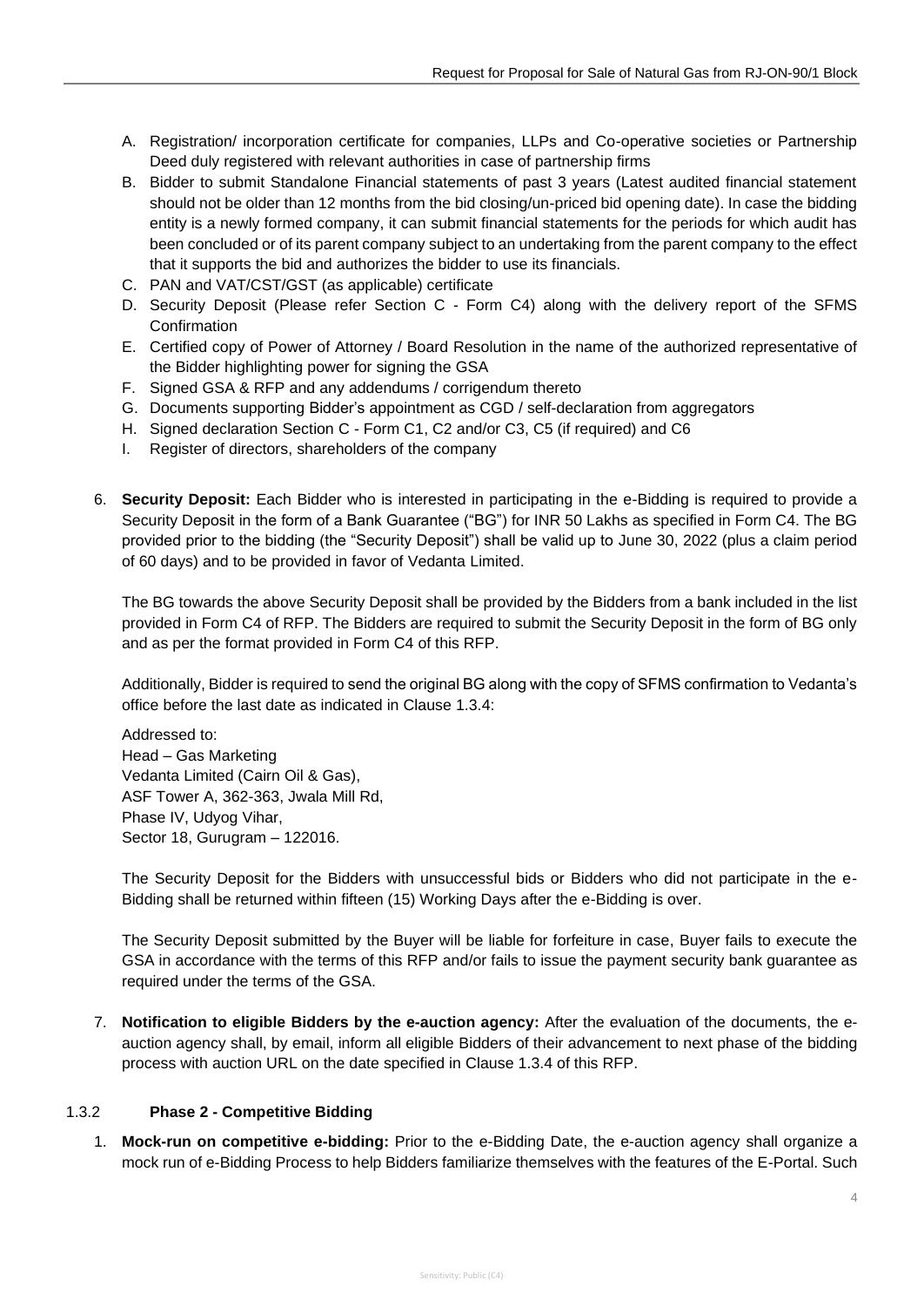A. Registration/ incorporation certificate for companies, LLPs and Co-operative societies or Partnership Deed duly registered with relevant authorities in case of partnership firms
B. Bidder to submit Standalone Financial statements of past 3 years (Latest audited financial statement should not be older than 12 months from the bid closing/un-priced bid opening date). In case the bidding entity is a newly formed company, it can submit financial statements for the periods for which audit has been concluded or of its parent company subject to an undertaking from the parent company to the effect that it supports the bid and authorizes the bidder to use its financials.
C. PAN and VAT/CST/GST (as applicable) certificate
D. Security Deposit (Please refer Section C - Form C4) along with the delivery report of the SFMS Confirmation
E. Certified copy of Power of Attorney / Board Resolution in the name of the authorized representative of the Bidder highlighting power for signing the GSA
F. Signed GSA & RFP and any addendums / corrigendum thereto
G. Documents supporting Bidder's appointment as CGD / self-declaration from aggregators
H. Signed declaration Section C - Form C1, C2 and/or C3, C5 (if required) and C6
I. Register of directors, shareholders of the company

6. **Security Deposit:** Each Bidder who is interested in participating in the e-Bidding is required to provide a Security Deposit in the form of a Bank Guarantee ("BG") for INR 50 Lakhs as specified in Form C4. The BG provided prior to the bidding (the "Security Deposit") shall be valid up to June 30, 2022 (plus a claim period of 60 days) and to be provided in favor of Vedanta Limited.

   The BG towards the above Security Deposit shall be provided by the Bidders from a bank included in the list provided in Form C4 of RFP. The Bidders are required to submit the Security Deposit in the form of BG only and as per the format provided in Form C4 of this RFP.

   Additionally, Bidder is required to send the original BG along with the copy of SFMS confirmation to Vedanta's office before the last date as indicated in Clause 1.3.4:

   Addressed to:
   Head – Gas Marketing
   Vedanta Limited (Cairn Oil & Gas),
   ASF Tower A, 362-363, Jwala Mill Rd,
   Phase IV, Udyog Vihar,
   Sector 18, Gurugram – 122016.

   The Security Deposit for the Bidders with unsuccessful bids or Bidders who did not participate in the e-Bidding shall be returned within fifteen (15) Working Days after the e-Bidding is over.

   The Security Deposit submitted by the Buyer will be liable for forfeiture in case, Buyer fails to execute the GSA in accordance with the terms of this RFP and/or fails to issue the payment security bank guarantee as required under the terms of the GSA.

7. **Notification to eligible Bidders by the e-auction agency:** After the evaluation of the documents, the e-auction agency shall, by email, inform all eligible Bidders of their advancement to next phase of the bidding process with auction URL on the date specified in Clause 1.3.4 of this RFP.

### 1.3.2 Phase 2 - Competitive Bidding

1. **Mock-run on competitive e-bidding:** Prior to the e-Bidding Date, the e-auction agency shall organize a mock run of e-Bidding Process to help Bidders familiarize themselves with the features of the E-Portal. Such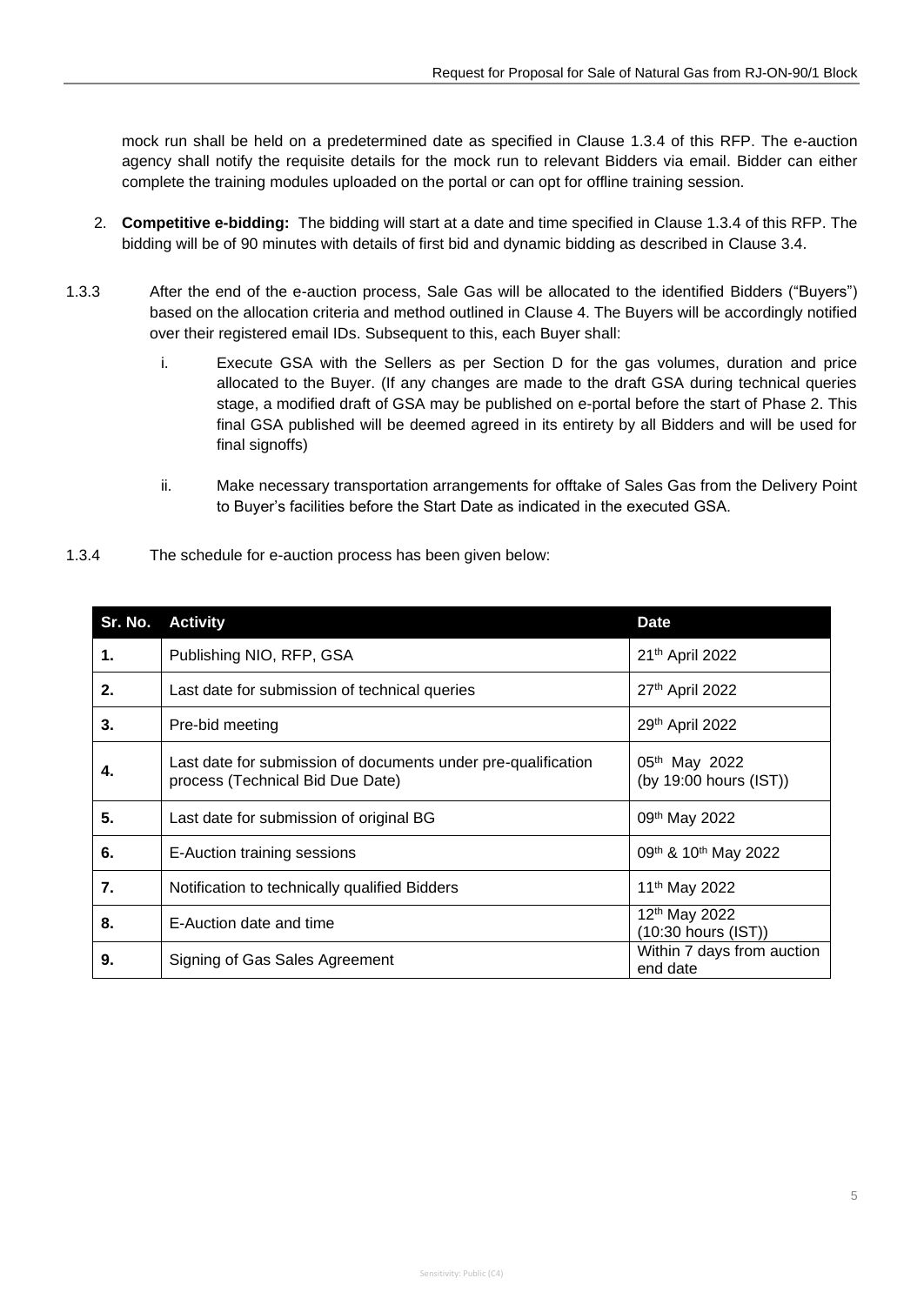mock run shall be held on a predetermined date as specified in Clause 1.3.4 of this RFP. The e-auction agency shall notify the requisite details for the mock run to relevant Bidders via email. Bidder can either complete the training modules uploaded on the portal or can opt for offline training session.

2. **Competitive e-bidding:** The bidding will start at a date and time specified in Clause 1.3.4 of this RFP. The bidding will be of 90 minutes with details of first bid and dynamic bidding as described in Clause 3.4.

1.3.3 After the end of the e-auction process, Sale Gas will be allocated to the identified Bidders ("Buyers") based on the allocation criteria and method outlined in Clause 4. The Buyers will be accordingly notified over their registered email IDs. Subsequent to this, each Buyer shall:

   i. Execute GSA with the Sellers as per Section D for the gas volumes, duration and price allocated to the Buyer. (If any changes are made to the draft GSA during technical queries stage, a modified draft of GSA may be published on e-portal before the start of Phase 2. This final GSA published will be deemed agreed in its entirety by all Bidders and will be used for final signoffs)

   ii. Make necessary transportation arrangements for offtake of Sales Gas from the Delivery Point to Buyer's facilities before the Start Date as indicated in the executed GSA.

1.3.4 The schedule for e-auction process has been given below:

| Sr. No. | Activity | Date |
|---|---|---|
| 1. | Publishing NIO, RFP, GSA | 21th April 2022 |
| 2. | Last date for submission of technical queries | 27th April 2022 |
| 3. | Pre-bid meeting | 29th April 2022 |
| 4. | Last date for submission of documents under pre-qualification process (Technical Bid Due Date) | 05th May 2022 (by 19:00 hours (IST)) |
| 5. | Last date for submission of original BG | 09th May 2022 |
| 6. | E-Auction training sessions | 09th & 10th May 2022 |
| 7. | Notification to technically qualified Bidders | 11th May 2022 |
| 8. | E-Auction date and time | 12th May 2022 (10:30 hours (IST)) |
| 9. | Signing of Gas Sales Agreement | Within 7 days from auction end date |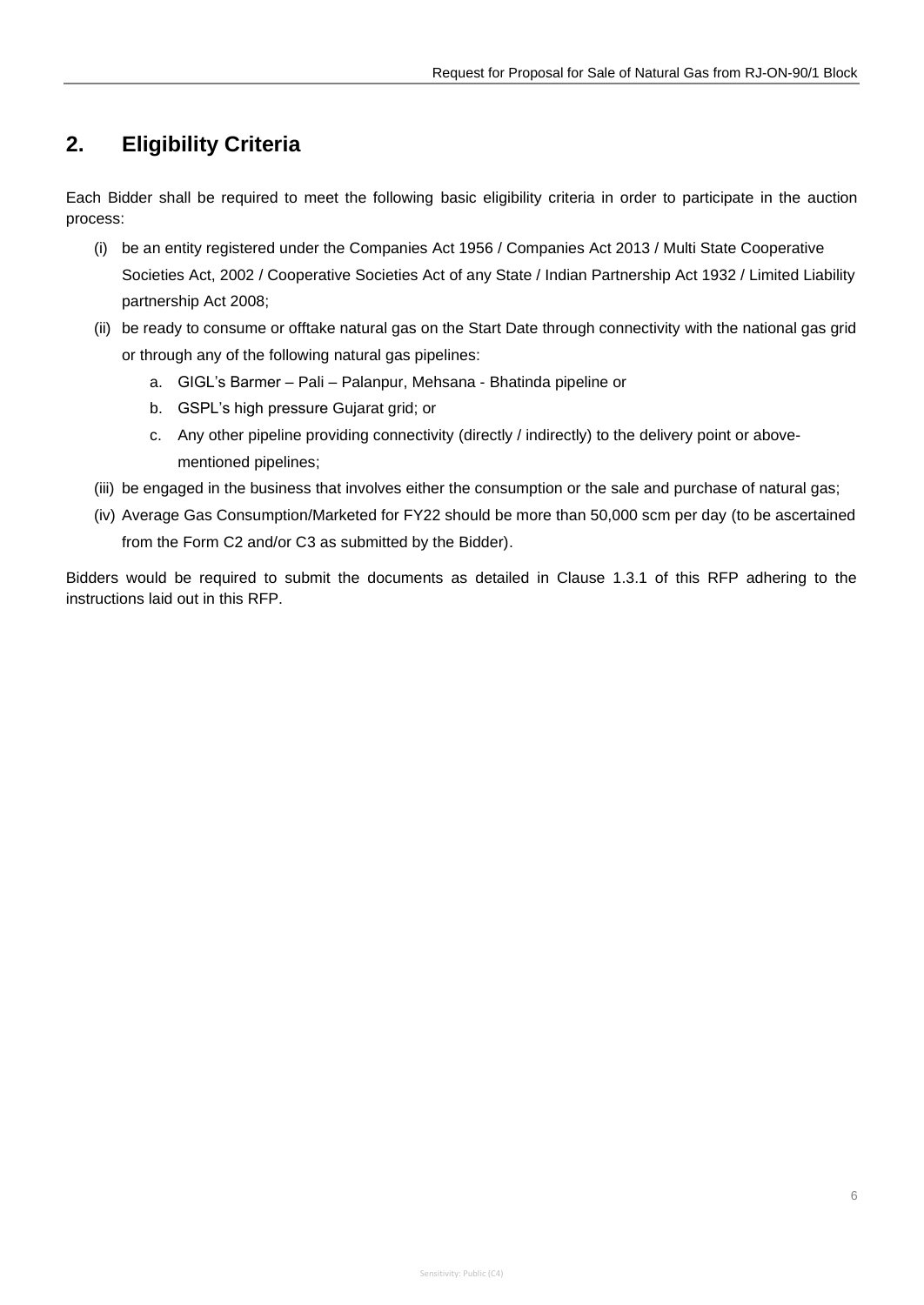## 2. Eligibility Criteria

Each Bidder shall be required to meet the following basic eligibility criteria in order to participate in the auction process:

(i) be an entity registered under the Companies Act 1956 / Companies Act 2013 / Multi State Cooperative Societies Act, 2002 / Cooperative Societies Act of any State / Indian Partnership Act 1932 / Limited Liability partnership Act 2008;

(ii) be ready to consume or offtake natural gas on the Start Date through connectivity with the national gas grid or through any of the following natural gas pipelines:

  a. GIGL's Barmer – Pali – Palanpur, Mehsana - Bhatinda pipeline or
  b. GSPL's high pressure Gujarat grid; or
  c. Any other pipeline providing connectivity (directly / indirectly) to the delivery point or above-mentioned pipelines;

(iii) be engaged in the business that involves either the consumption or the sale and purchase of natural gas;

(iv) Average Gas Consumption/Marketed for FY22 should be more than 50,000 scm per day (to be ascertained from the Form C2 and/or C3 as submitted by the Bidder).

Bidders would be required to submit the documents as detailed in Clause 1.3.1 of this RFP adhering to the instructions laid out in this RFP.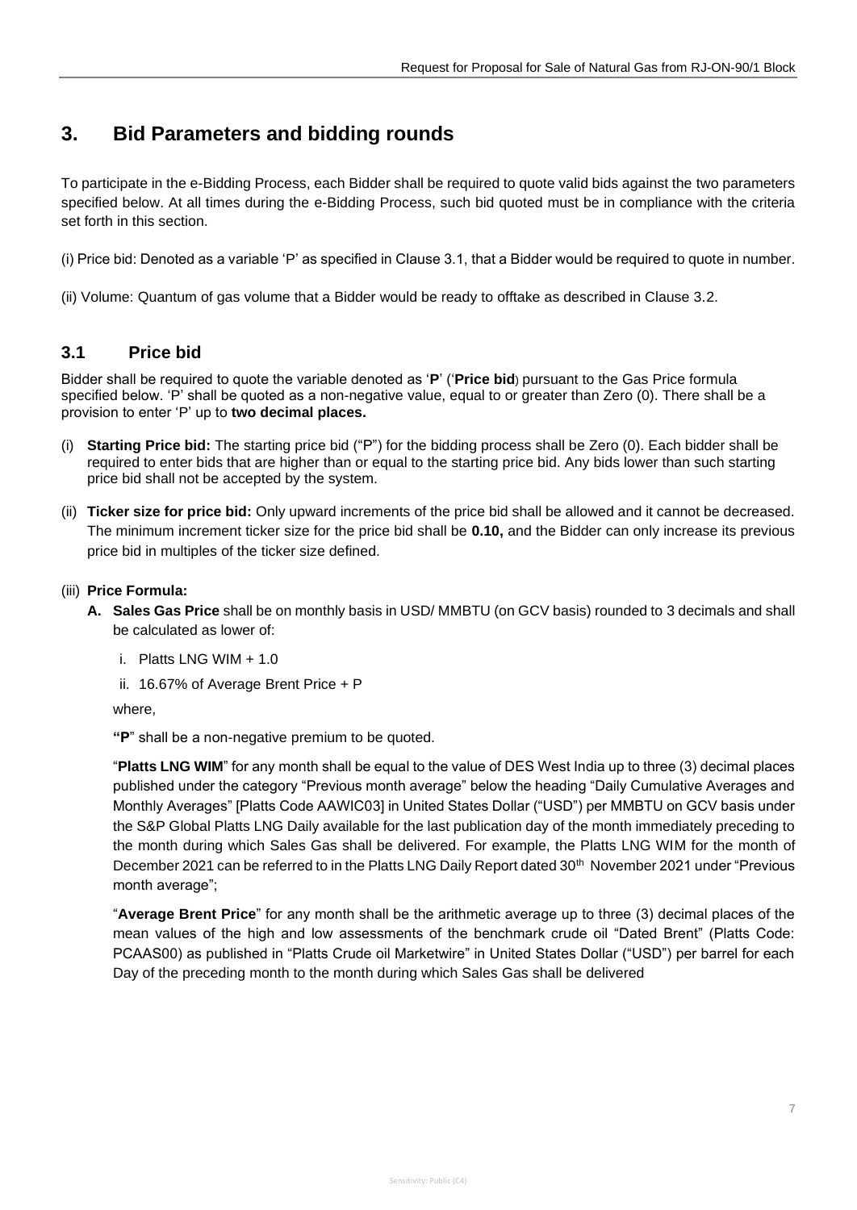## 3. Bid Parameters and bidding rounds

To participate in the e-Bidding Process, each Bidder shall be required to quote valid bids against the two parameters specified below. At all times during the e-Bidding Process, such bid quoted must be in compliance with the criteria set forth in this section.

(i) Price bid: Denoted as a variable 'P' as specified in Clause 3.1, that a Bidder would be required to quote in number.

(ii) Volume: Quantum of gas volume that a Bidder would be ready to offtake as described in Clause 3.2.

### 3.1 Price bid

Bidder shall be required to quote the variable denoted as '**P**' ('**Price bid**) pursuant to the Gas Price formula specified below. 'P' shall be quoted as a non-negative value, equal to or greater than Zero (0). There shall be a provision to enter 'P' up to **two decimal places.**

(i) **Starting Price bid:** The starting price bid ("P") for the bidding process shall be Zero (0). Each bidder shall be required to enter bids that are higher than or equal to the starting price bid. Any bids lower than such starting price bid shall not be accepted by the system.

(ii) **Ticker size for price bid:** Only upward increments of the price bid shall be allowed and it cannot be decreased. The minimum increment ticker size for the price bid shall be **0.10,** and the Bidder can only increase its previous price bid in multiples of the ticker size defined.

(iii) **Price Formula:**

**A. Sales Gas Price** shall be on monthly basis in USD/ MMBTU (on GCV basis) rounded to 3 decimals and shall be calculated as lower of:

i. Platts LNG WIM + 1.0

ii. 16.67% of Average Brent Price + P

where,

**"P**" shall be a non-negative premium to be quoted.

"**Platts LNG WIM**" for any month shall be equal to the value of DES West India up to three (3) decimal places published under the category "Previous month average" below the heading "Daily Cumulative Averages and Monthly Averages" [Platts Code AAWIC03] in United States Dollar ("USD") per MMBTU on GCV basis under the S&P Global Platts LNG Daily available for the last publication day of the month immediately preceding to the month during which Sales Gas shall be delivered. For example, the Platts LNG WIM for the month of December 2021 can be referred to in the Platts LNG Daily Report dated 30th November 2021 under "Previous month average";

"**Average Brent Price**" for any month shall be the arithmetic average up to three (3) decimal places of the mean values of the high and low assessments of the benchmark crude oil "Dated Brent" (Platts Code: PCAAS00) as published in "Platts Crude oil Marketwire" in United States Dollar ("USD") per barrel for each Day of the preceding month to the month during which Sales Gas shall be delivered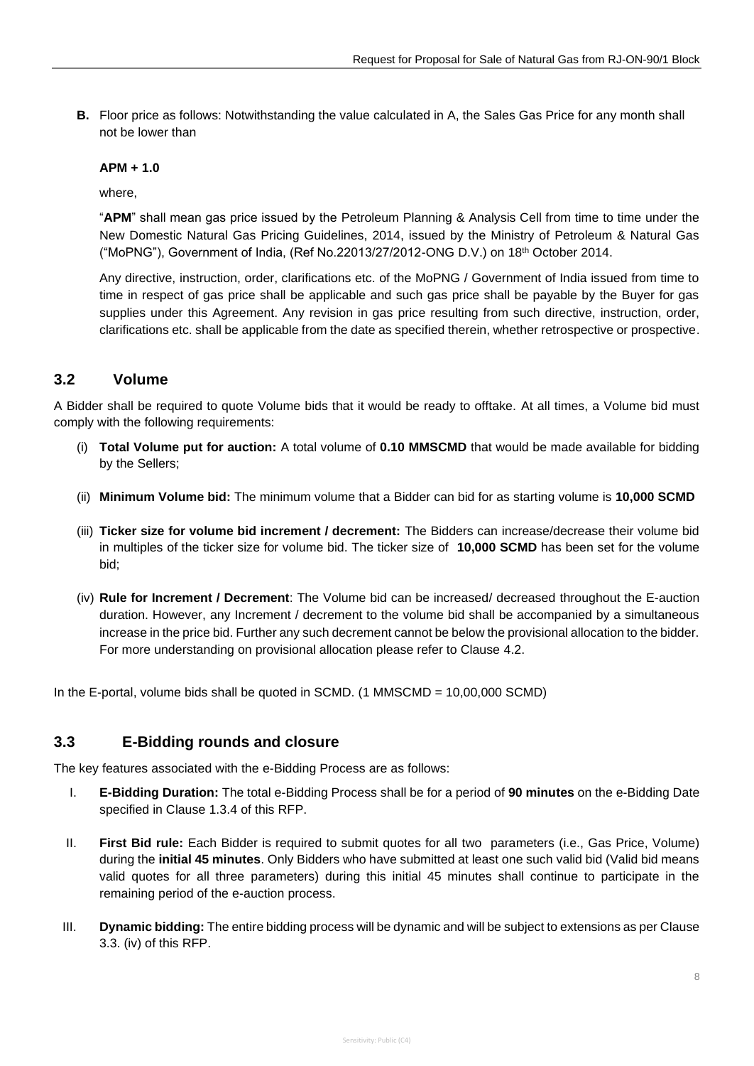**B.** Floor price as follows: Notwithstanding the value calculated in A, the Sales Gas Price for any month shall not be lower than

**APM + 1.0**

where,

"**APM**" shall mean gas price issued by the Petroleum Planning & Analysis Cell from time to time under the New Domestic Natural Gas Pricing Guidelines, 2014, issued by the Ministry of Petroleum & Natural Gas ("MoPNG"), Government of India, (Ref No.22013/27/2012-ONG D.V.) on 18th October 2014.

Any directive, instruction, order, clarifications etc. of the MoPNG / Government of India issued from time to time in respect of gas price shall be applicable and such gas price shall be payable by the Buyer for gas supplies under this Agreement. Any revision in gas price resulting from such directive, instruction, order, clarifications etc. shall be applicable from the date as specified therein, whether retrospective or prospective.

## 3.2 Volume

A Bidder shall be required to quote Volume bids that it would be ready to offtake. At all times, a Volume bid must comply with the following requirements:

(i) **Total Volume put for auction:** A total volume of **0.10 MMSCMD** that would be made available for bidding by the Sellers;

(ii) **Minimum Volume bid:** The minimum volume that a Bidder can bid for as starting volume is **10,000 SCMD**

(iii) **Ticker size for volume bid increment / decrement:** The Bidders can increase/decrease their volume bid in multiples of the ticker size for volume bid. The ticker size of **10,000 SCMD** has been set for the volume bid;

(iv) **Rule for Increment / Decrement**: The Volume bid can be increased/ decreased throughout the E-auction duration. However, any Increment / decrement to the volume bid shall be accompanied by a simultaneous increase in the price bid. Further any such decrement cannot be below the provisional allocation to the bidder. For more understanding on provisional allocation please refer to Clause 4.2.

In the E-portal, volume bids shall be quoted in SCMD. (1 MMSCMD = 10,00,000 SCMD)

## 3.3 E-Bidding rounds and closure

The key features associated with the e-Bidding Process are as follows:

I. **E-Bidding Duration:** The total e-Bidding Process shall be for a period of **90 minutes** on the e-Bidding Date specified in Clause 1.3.4 of this RFP.

II. **First Bid rule:** Each Bidder is required to submit quotes for all two parameters (i.e., Gas Price, Volume) during the **initial 45 minutes**. Only Bidders who have submitted at least one such valid bid (Valid bid means valid quotes for all three parameters) during this initial 45 minutes shall continue to participate in the remaining period of the e-auction process.

III. **Dynamic bidding:** The entire bidding process will be dynamic and will be subject to extensions as per Clause 3.3. (iv) of this RFP.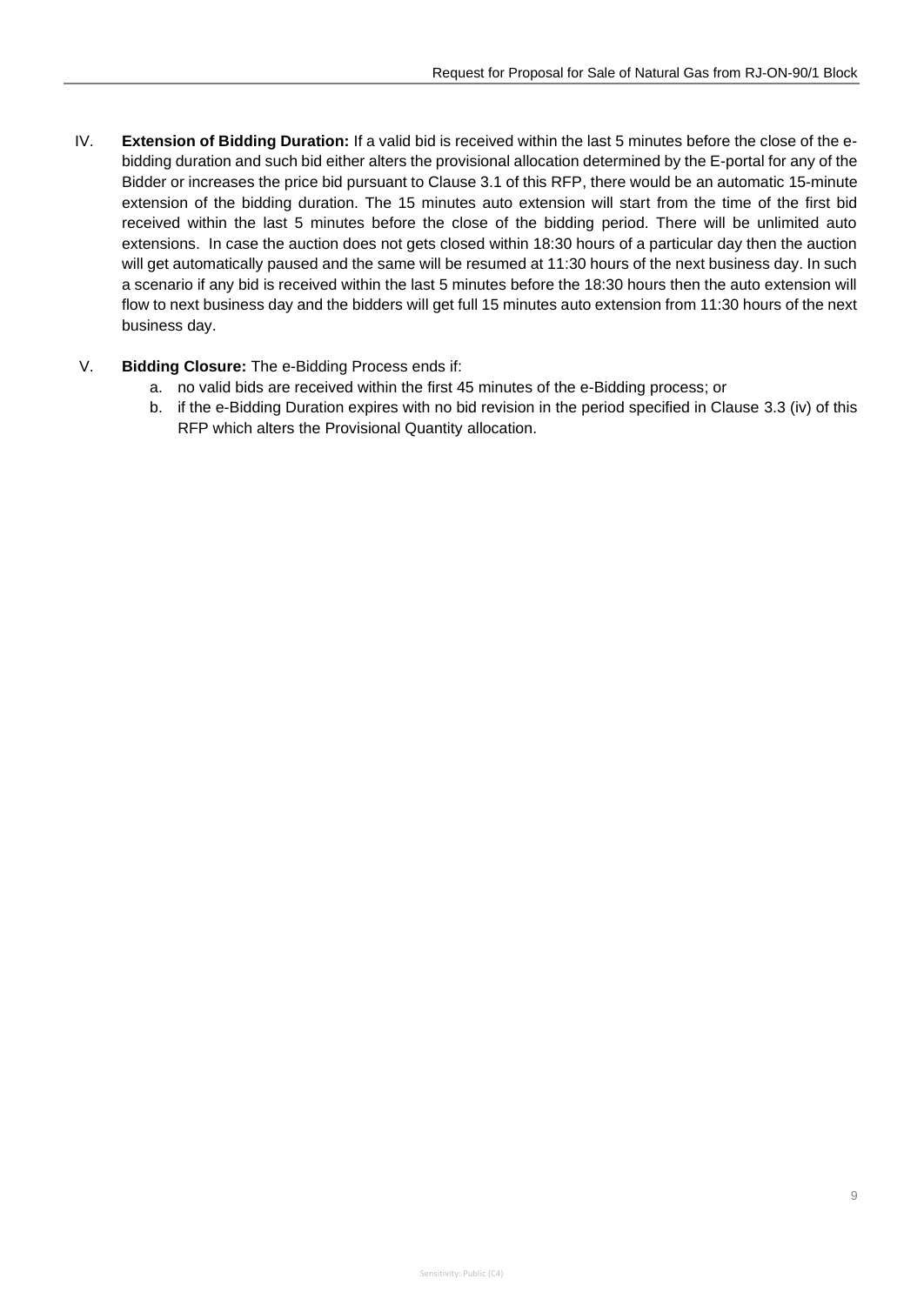IV. **Extension of Bidding Duration:** If a valid bid is received within the last 5 minutes before the close of the e-bidding duration and such bid either alters the provisional allocation determined by the E-portal for any of the Bidder or increases the price bid pursuant to Clause 3.1 of this RFP, there would be an automatic 15-minute extension of the bidding duration. The 15 minutes auto extension will start from the time of the first bid received within the last 5 minutes before the close of the bidding period. There will be unlimited auto extensions. In case the auction does not gets closed within 18:30 hours of a particular day then the auction will get automatically paused and the same will be resumed at 11:30 hours of the next business day. In such a scenario if any bid is received within the last 5 minutes before the 18:30 hours then the auto extension will flow to next business day and the bidders will get full 15 minutes auto extension from 11:30 hours of the next business day.

V. **Bidding Closure:** The e-Bidding Process ends if:

   a. no valid bids are received within the first 45 minutes of the e-Bidding process; or
   b. if the e-Bidding Duration expires with no bid revision in the period specified in Clause 3.3 (iv) of this RFP which alters the Provisional Quantity allocation.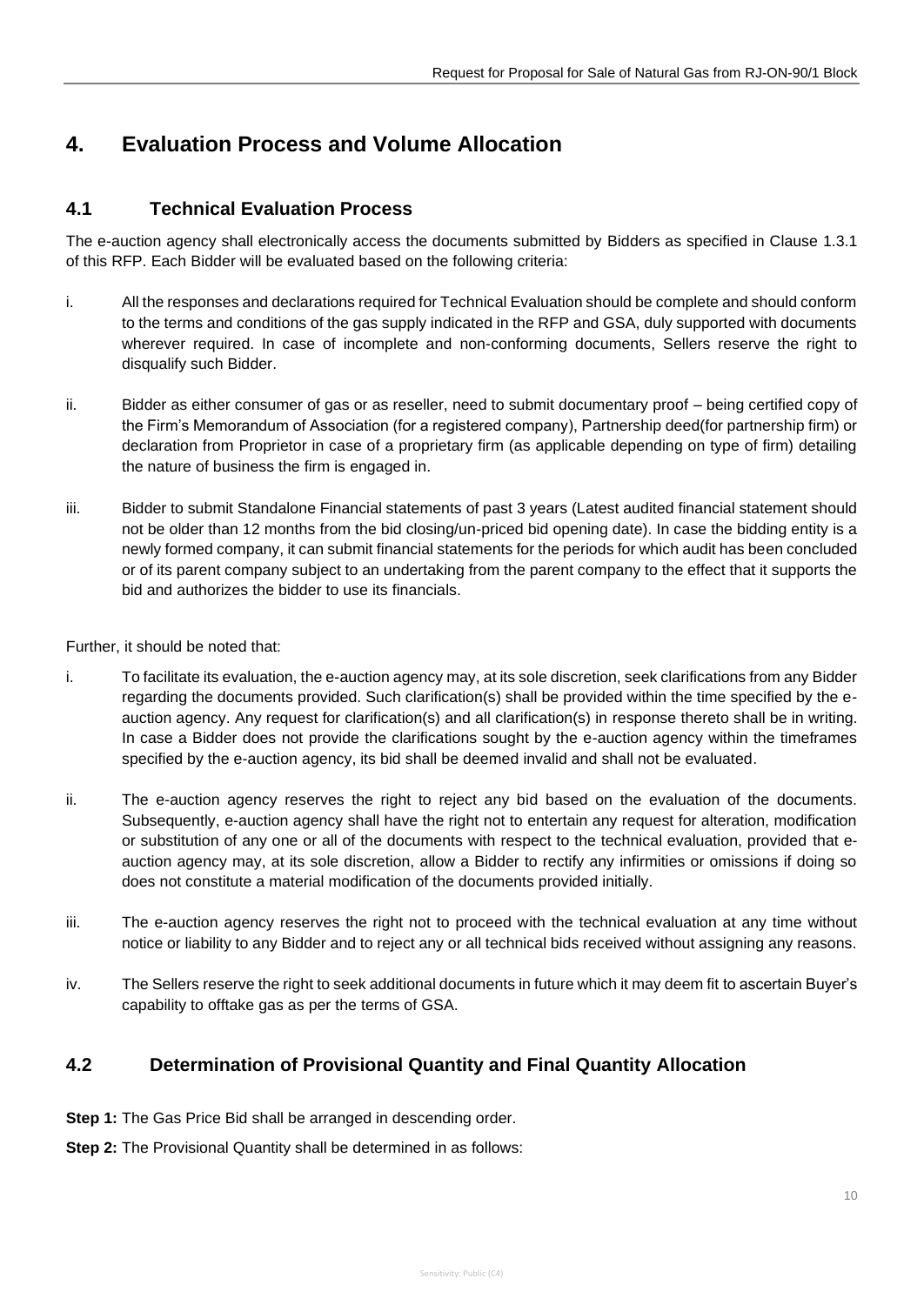# 4. Evaluation Process and Volume Allocation

## 4.1 Technical Evaluation Process

The e-auction agency shall electronically access the documents submitted by Bidders as specified in Clause 1.3.1 of this RFP. Each Bidder will be evaluated based on the following criteria:

i. All the responses and declarations required for Technical Evaluation should be complete and should conform to the terms and conditions of the gas supply indicated in the RFP and GSA, duly supported with documents wherever required. In case of incomplete and non-conforming documents, Sellers reserve the right to disqualify such Bidder.

ii. Bidder as either consumer of gas or as reseller, need to submit documentary proof – being certified copy of the Firm's Memorandum of Association (for a registered company), Partnership deed(for partnership firm) or declaration from Proprietor in case of a proprietary firm (as applicable depending on type of firm) detailing the nature of business the firm is engaged in.

iii. Bidder to submit Standalone Financial statements of past 3 years (Latest audited financial statement should not be older than 12 months from the bid closing/un-priced bid opening date). In case the bidding entity is a newly formed company, it can submit financial statements for the periods for which audit has been concluded or of its parent company subject to an undertaking from the parent company to the effect that it supports the bid and authorizes the bidder to use its financials.

Further, it should be noted that:

i. To facilitate its evaluation, the e-auction agency may, at its sole discretion, seek clarifications from any Bidder regarding the documents provided. Such clarification(s) shall be provided within the time specified by the e-auction agency. Any request for clarification(s) and all clarification(s) in response thereto shall be in writing. In case a Bidder does not provide the clarifications sought by the e-auction agency within the timeframes specified by the e-auction agency, its bid shall be deemed invalid and shall not be evaluated.

ii. The e-auction agency reserves the right to reject any bid based on the evaluation of the documents. Subsequently, e-auction agency shall have the right not to entertain any request for alteration, modification or substitution of any one or all of the documents with respect to the technical evaluation, provided that e-auction agency may, at its sole discretion, allow a Bidder to rectify any infirmities or omissions if doing so does not constitute a material modification of the documents provided initially.

iii. The e-auction agency reserves the right not to proceed with the technical evaluation at any time without notice or liability to any Bidder and to reject any or all technical bids received without assigning any reasons.

iv. The Sellers reserve the right to seek additional documents in future which it may deem fit to ascertain Buyer's capability to offtake gas as per the terms of GSA.

## 4.2 Determination of Provisional Quantity and Final Quantity Allocation

**Step 1:** The Gas Price Bid shall be arranged in descending order.

**Step 2:** The Provisional Quantity shall be determined in as follows: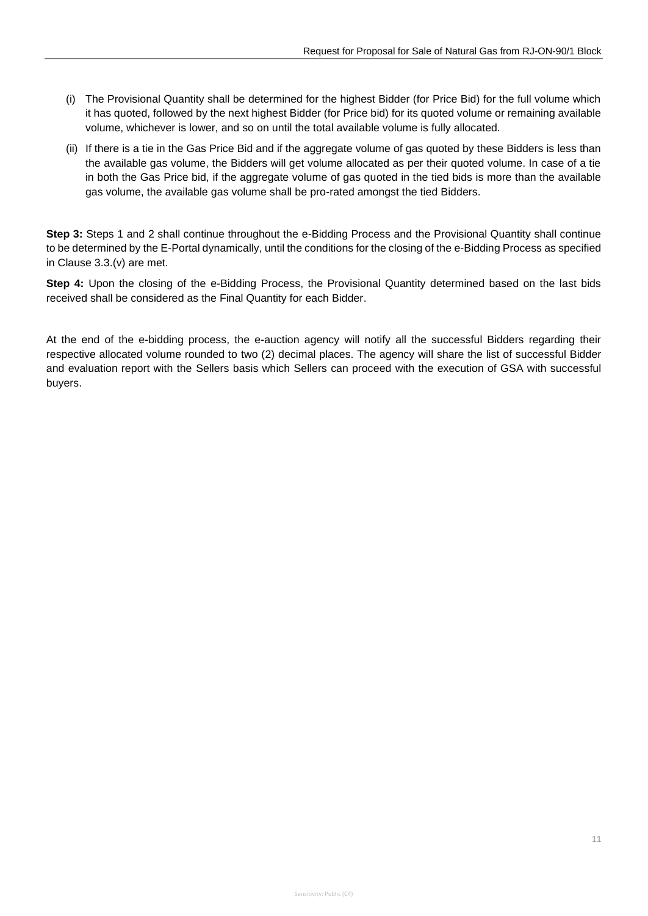(i) The Provisional Quantity shall be determined for the highest Bidder (for Price Bid) for the full volume which it has quoted, followed by the next highest Bidder (for Price bid) for its quoted volume or remaining available volume, whichever is lower, and so on until the total available volume is fully allocated.

(ii) If there is a tie in the Gas Price Bid and if the aggregate volume of gas quoted by these Bidders is less than the available gas volume, the Bidders will get volume allocated as per their quoted volume. In case of a tie in both the Gas Price bid, if the aggregate volume of gas quoted in the tied bids is more than the available gas volume, the available gas volume shall be pro-rated amongst the tied Bidders.

**Step 3:** Steps 1 and 2 shall continue throughout the e-Bidding Process and the Provisional Quantity shall continue to be determined by the E-Portal dynamically, until the conditions for the closing of the e-Bidding Process as specified in Clause 3.3.(v) are met.

**Step 4:** Upon the closing of the e-Bidding Process, the Provisional Quantity determined based on the last bids received shall be considered as the Final Quantity for each Bidder.

At the end of the e-bidding process, the e-auction agency will notify all the successful Bidders regarding their respective allocated volume rounded to two (2) decimal places. The agency will share the list of successful Bidder and evaluation report with the Sellers basis which Sellers can proceed with the execution of GSA with successful buyers.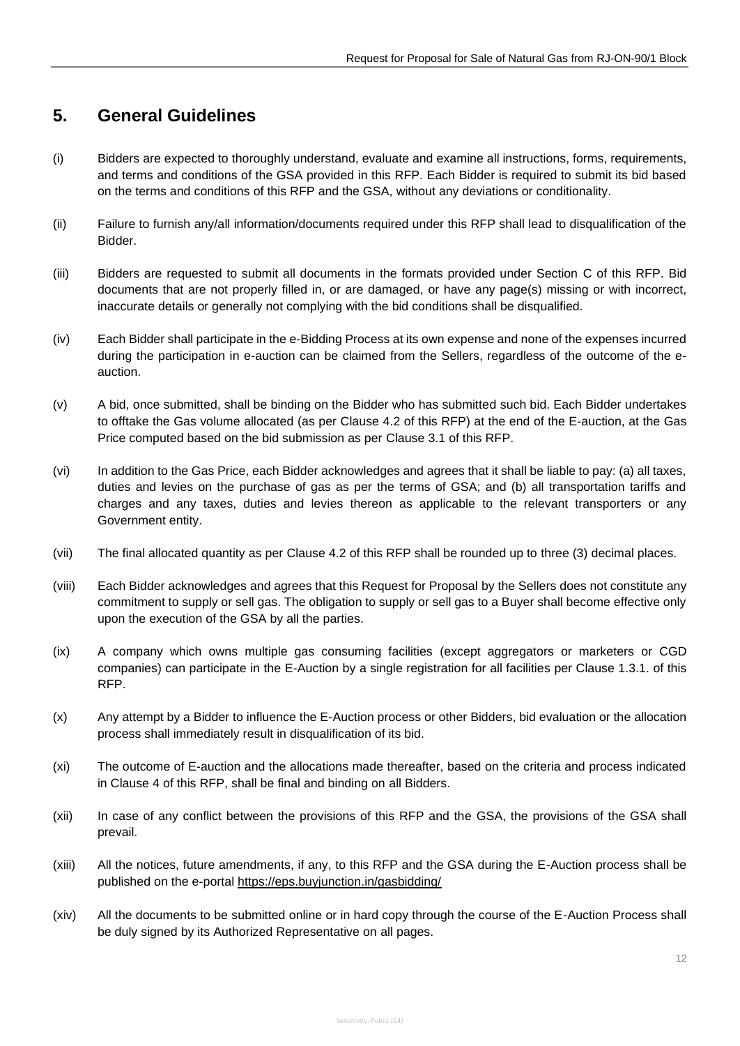## 5. General Guidelines

(i) Bidders are expected to thoroughly understand, evaluate and examine all instructions, forms, requirements, and terms and conditions of the GSA provided in this RFP. Each Bidder is required to submit its bid based on the terms and conditions of this RFP and the GSA, without any deviations or conditionality.

(ii) Failure to furnish any/all information/documents required under this RFP shall lead to disqualification of the Bidder.

(iii) Bidders are requested to submit all documents in the formats provided under Section C of this RFP. Bid documents that are not properly filled in, or are damaged, or have any page(s) missing or with incorrect, inaccurate details or generally not complying with the bid conditions shall be disqualified.

(iv) Each Bidder shall participate in the e-Bidding Process at its own expense and none of the expenses incurred during the participation in e-auction can be claimed from the Sellers, regardless of the outcome of the e-auction.

(v) A bid, once submitted, shall be binding on the Bidder who has submitted such bid. Each Bidder undertakes to offtake the Gas volume allocated (as per Clause 4.2 of this RFP) at the end of the E-auction, at the Gas Price computed based on the bid submission as per Clause 3.1 of this RFP.

(vi) In addition to the Gas Price, each Bidder acknowledges and agrees that it shall be liable to pay: (a) all taxes, duties and levies on the purchase of gas as per the terms of GSA; and (b) all transportation tariffs and charges and any taxes, duties and levies thereon as applicable to the relevant transporters or any Government entity.

(vii) The final allocated quantity as per Clause 4.2 of this RFP shall be rounded up to three (3) decimal places.

(viii) Each Bidder acknowledges and agrees that this Request for Proposal by the Sellers does not constitute any commitment to supply or sell gas. The obligation to supply or sell gas to a Buyer shall become effective only upon the execution of the GSA by all the parties.

(ix) A company which owns multiple gas consuming facilities (except aggregators or marketers or CGD companies) can participate in the E-Auction by a single registration for all facilities per Clause 1.3.1. of this RFP.

(x) Any attempt by a Bidder to influence the E-Auction process or other Bidders, bid evaluation or the allocation process shall immediately result in disqualification of its bid.

(xi) The outcome of E-auction and the allocations made thereafter, based on the criteria and process indicated in Clause 4 of this RFP, shall be final and binding on all Bidders.

(xii) In case of any conflict between the provisions of this RFP and the GSA, the provisions of the GSA shall prevail.

(xiii) All the notices, future amendments, if any, to this RFP and the GSA during the E-Auction process shall be published on the e-portal https://eps.buyjunction.in/gasbidding/

(xiv) All the documents to be submitted online or in hard copy through the course of the E-Auction Process shall be duly signed by its Authorized Representative on all pages.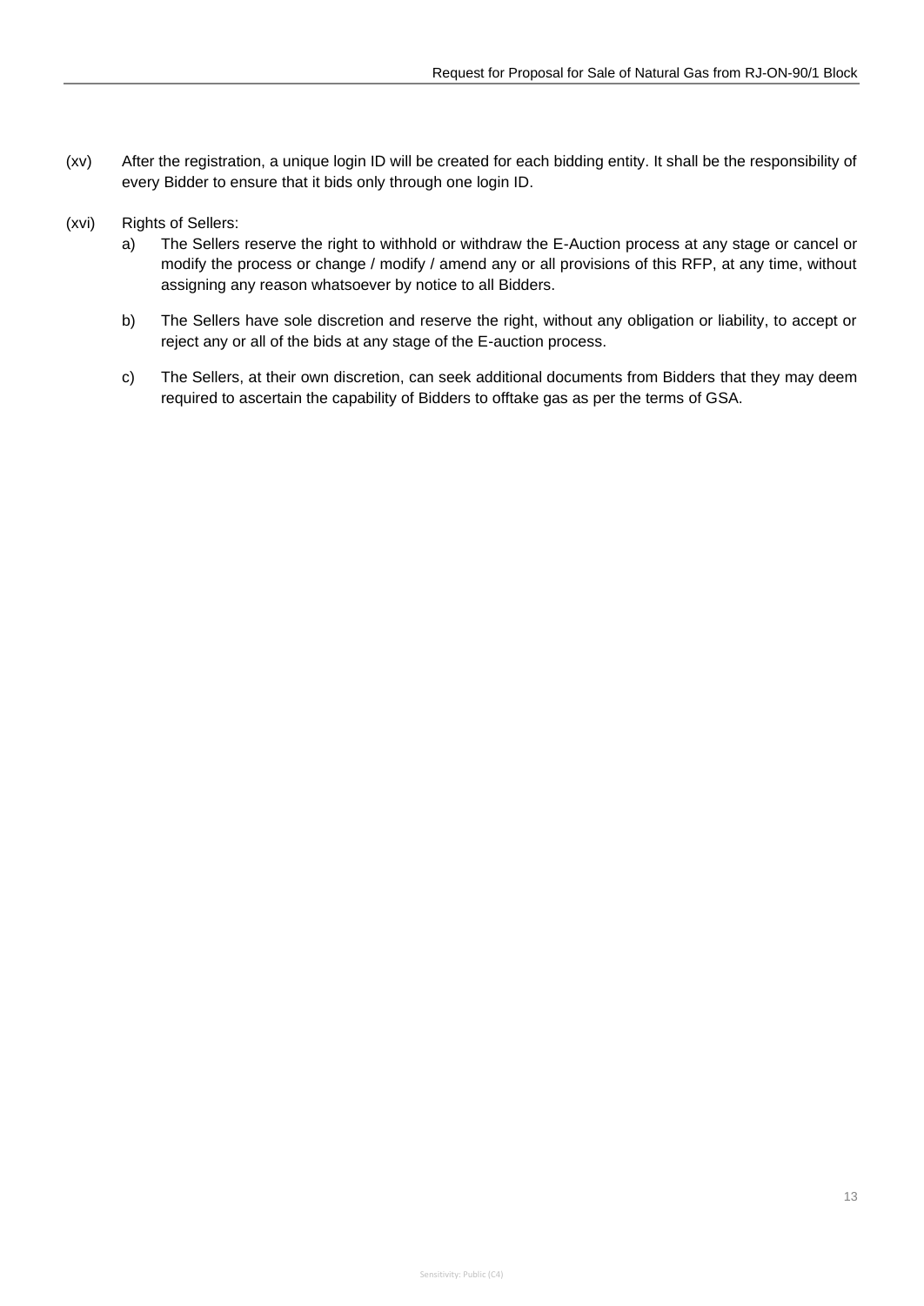(xv) After the registration, a unique login ID will be created for each bidding entity. It shall be the responsibility of every Bidder to ensure that it bids only through one login ID.

(xvi) Rights of Sellers:

a) The Sellers reserve the right to withhold or withdraw the E-Auction process at any stage or cancel or modify the process or change / modify / amend any or all provisions of this RFP, at any time, without assigning any reason whatsoever by notice to all Bidders.

b) The Sellers have sole discretion and reserve the right, without any obligation or liability, to accept or reject any or all of the bids at any stage of the E-auction process.

c) The Sellers, at their own discretion, can seek additional documents from Bidders that they may deem required to ascertain the capability of Bidders to offtake gas as per the terms of GSA.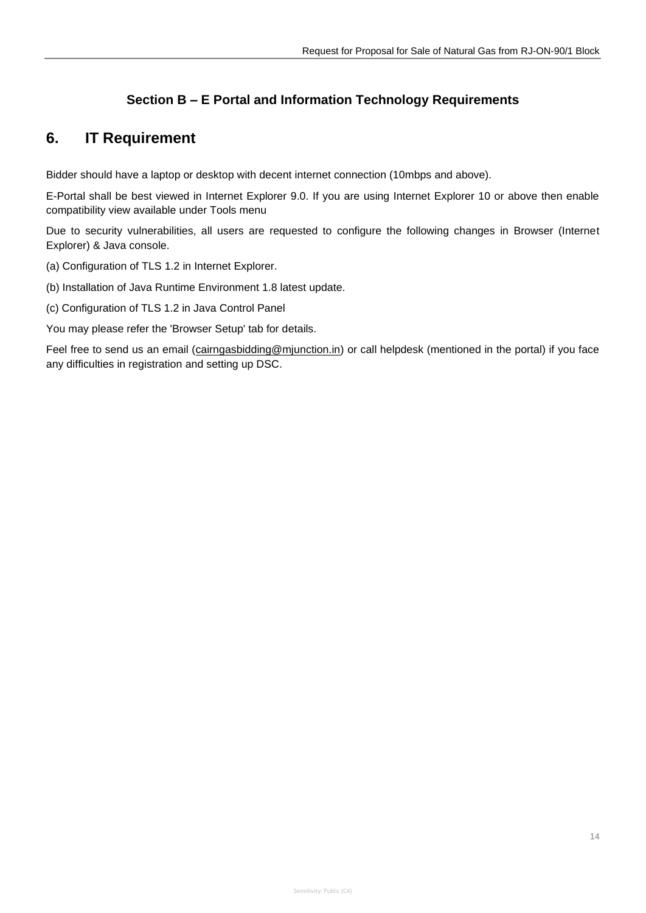### Section B – E Portal and Information Technology Requirements

## 6. IT Requirement

Bidder should have a laptop or desktop with decent internet connection (10mbps and above).

E-Portal shall be best viewed in Internet Explorer 9.0. If you are using Internet Explorer 10 or above then enable compatibility view available under Tools menu

Due to security vulnerabilities, all users are requested to configure the following changes in Browser (Internet Explorer) & Java console.

(a) Configuration of TLS 1.2 in Internet Explorer.

(b) Installation of Java Runtime Environment 1.8 latest update.

(c) Configuration of TLS 1.2 in Java Control Panel

You may please refer the 'Browser Setup' tab for details.

Feel free to send us an email (cairngasbidding@mjunction.in) or call helpdesk (mentioned in the portal) if you face any difficulties in registration and setting up DSC.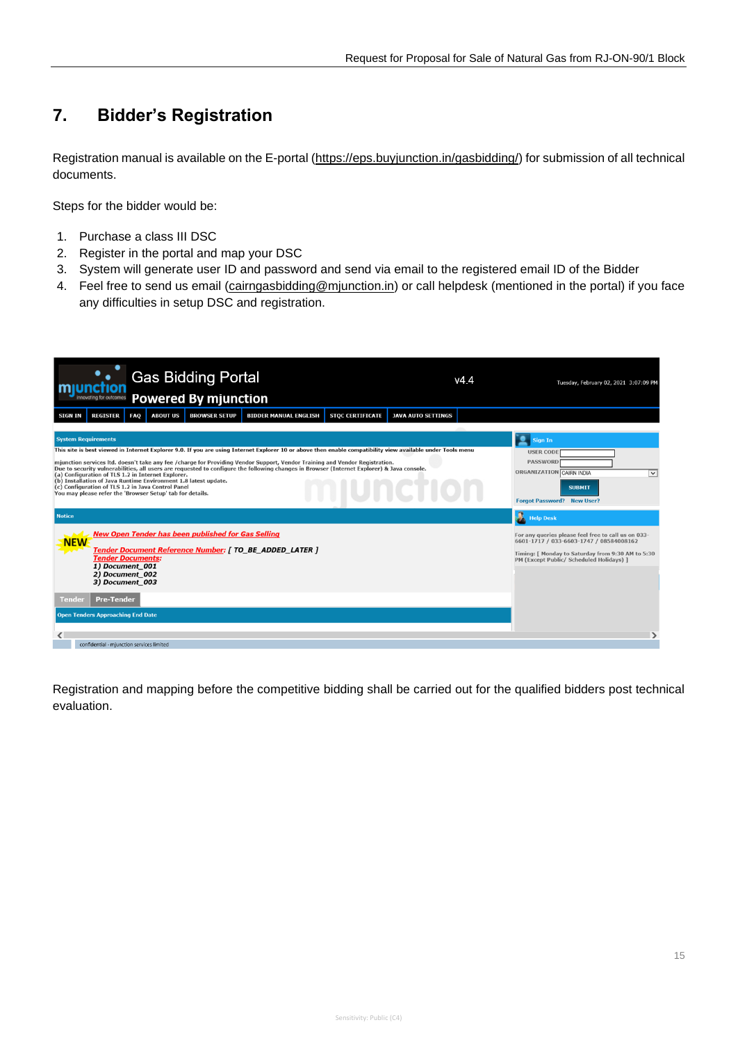# 7. Bidder's Registration

Registration manual is available on the E-portal (https://eps.buyjunction.in/gasbidding/) for submission of all technical documents.

Steps for the bidder would be:

1. Purchase a class III DSC
2. Register in the portal and map your DSC
3. System will generate user ID and password and send via email to the registered email ID of the Bidder
4. Feel free to send us email (cairngasbidding@mjunction.in) or call helpdesk (mentioned in the portal) if you face any difficulties in setup DSC and registration.

Registration and mapping before the competitive bidding shall be carried out for the qualified bidders post technical evaluation.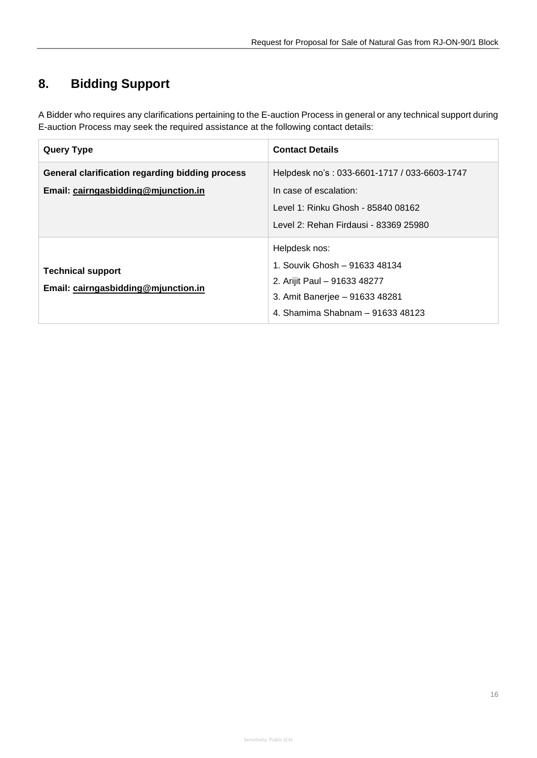## 8. Bidding Support

A Bidder who requires any clarifications pertaining to the E-auction Process in general or any technical support during E-auction Process may seek the required assistance at the following contact details:

| Query Type | Contact Details |
| --- | --- |
| **General clarification regarding bidding process**<br>**Email: cairngasbidding@mjunction.in** | Helpdesk no's : 033-6601-1717 / 033-6603-1747<br>In case of escalation:<br>Level 1: Rinku Ghosh - 85840 08162<br>Level 2: Rehan Firdausi - 83369 25980 |
| **Technical support**<br>**Email: cairngasbidding@mjunction.in** | Helpdesk nos:<br>1. Souvik Ghosh – 91633 48134<br>2. Arijit Paul – 91633 48277<br>3. Amit Banerjee – 91633 48281<br>4. Shamima Shabnam – 91633 48123 |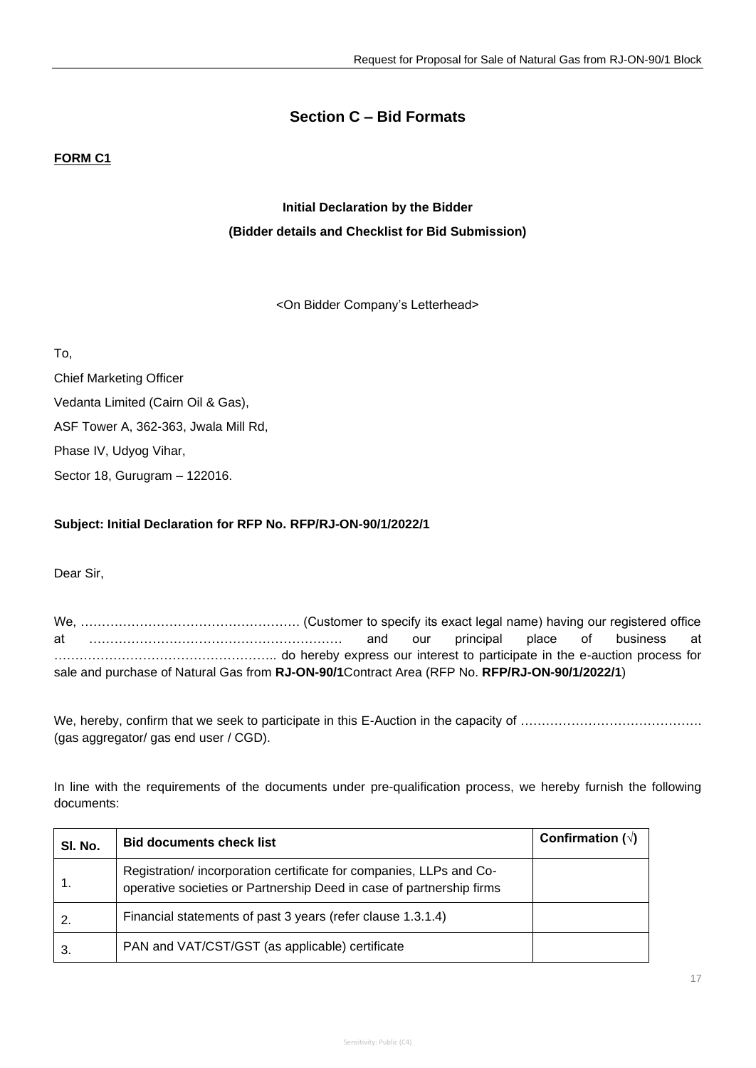## Section C – Bid Formats

**FORM C1**

**Initial Declaration by the Bidder**

**(Bidder details and Checklist for Bid Submission)**

<On Bidder Company's Letterhead>

To,

Chief Marketing Officer

Vedanta Limited (Cairn Oil & Gas),

ASF Tower A, 362-363, Jwala Mill Rd,

Phase IV, Udyog Vihar,

Sector 18, Gurugram – 122016.

**Subject: Initial Declaration for RFP No. RFP/RJ-ON-90/1/2022/1**

Dear Sir,

We, …………………………………………… (Customer to specify its exact legal name) having our registered office at …………………………………………………… and our principal place of business at …………………………………………….. do hereby express our interest to participate in the e-auction process for sale and purchase of Natural Gas from **RJ-ON-90/1**Contract Area (RFP No. **RFP/RJ-ON-90/1/2022/1**)

We, hereby, confirm that we seek to participate in this E-Auction in the capacity of ……………………………………. (gas aggregator/ gas end user / CGD).

In line with the requirements of the documents under pre-qualification process, we hereby furnish the following documents:

| Sl. No. | Bid documents check list | Confirmation (√) |
|---|---|---|
| 1. | Registration/ incorporation certificate for companies, LLPs and Co-operative societies or Partnership Deed in case of partnership firms | |
| 2. | Financial statements of past 3 years (refer clause 1.3.1.4) | |
| 3. | PAN and VAT/CST/GST (as applicable) certificate | |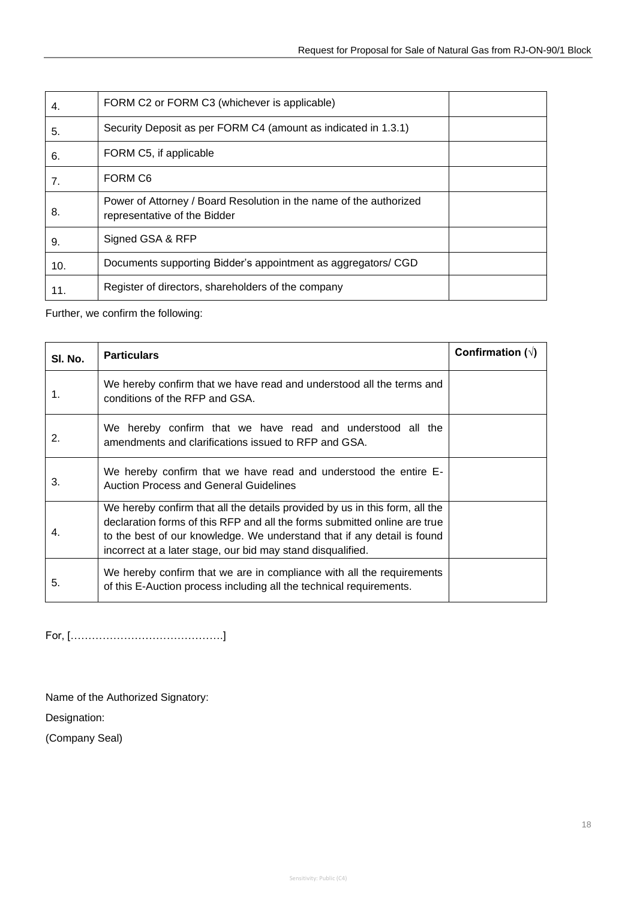| | | |
|---|---|---|
| 4. | FORM C2 or FORM C3 (whichever is applicable) | |
| 5. | Security Deposit as per FORM C4 (amount as indicated in 1.3.1) | |
| 6. | FORM C5, if applicable | |
| 7. | FORM C6 | |
| 8. | Power of Attorney / Board Resolution in the name of the authorized representative of the Bidder | |
| 9. | Signed GSA & RFP | |
| 10. | Documents supporting Bidder's appointment as aggregators/ CGD | |
| 11. | Register of directors, shareholders of the company | |

Further, we confirm the following:

| Sl. No. | Particulars | Confirmation (√) |
|---|---|---|
| 1. | We hereby confirm that we have read and understood all the terms and conditions of the RFP and GSA. | |
| 2. | We hereby confirm that we have read and understood all the amendments and clarifications issued to RFP and GSA. | |
| 3. | We hereby confirm that we have read and understood the entire E-Auction Process and General Guidelines | |
| 4. | We hereby confirm that all the details provided by us in this form, all the declaration forms of this RFP and all the forms submitted online are true to the best of our knowledge. We understand that if any detail is found incorrect at a later stage, our bid may stand disqualified. | |
| 5. | We hereby confirm that we are in compliance with all the requirements of this E-Auction process including all the technical requirements. | |

For, [……………………………………]

Name of the Authorized Signatory:

Designation:

(Company Seal)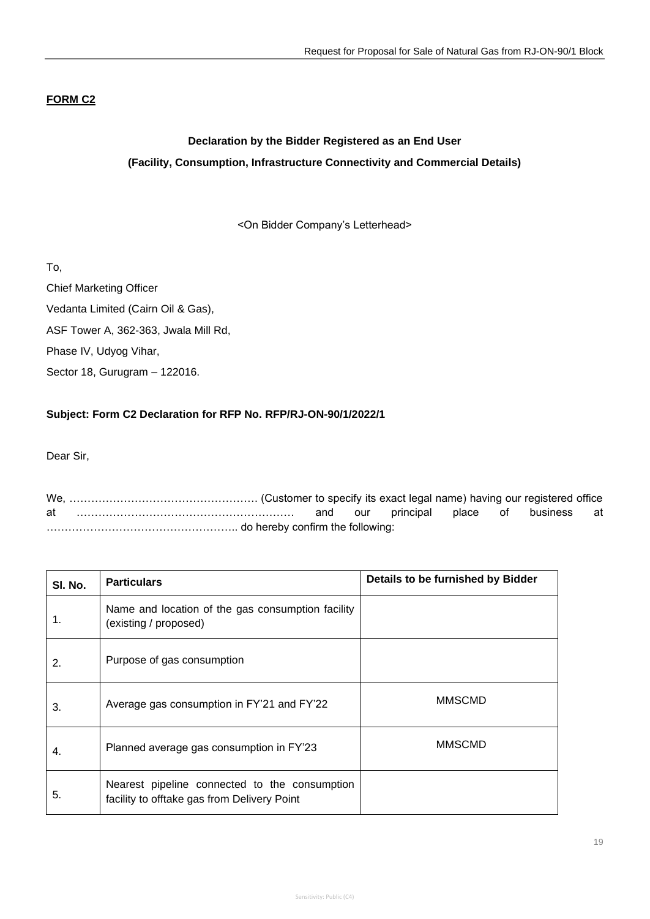**FORM C2**

**Declaration by the Bidder Registered as an End User**

**(Facility, Consumption, Infrastructure Connectivity and Commercial Details)**

<On Bidder Company's Letterhead>

To,

Chief Marketing Officer

Vedanta Limited (Cairn Oil & Gas),

ASF Tower A, 362-363, Jwala Mill Rd,

Phase IV, Udyog Vihar,

Sector 18, Gurugram – 122016.

**Subject: Form C2 Declaration for RFP No. RFP/RJ-ON-90/1/2022/1**

Dear Sir,

We, …………………………………………… (Customer to specify its exact legal name) having our registered office at …………………………………………………… and our principal place of business at …………………………………………….. do hereby confirm the following:

| Sl. No. | Particulars | Details to be furnished by Bidder |
|---|---|---|
| 1. | Name and location of the gas consumption facility (existing / proposed) | |
| 2. | Purpose of gas consumption | |
| 3. | Average gas consumption in FY'21 and FY'22 | MMSCMD |
| 4. | Planned average gas consumption in FY'23 | MMSCMD |
| 5. | Nearest pipeline connected to the consumption facility to offtake gas from Delivery Point | |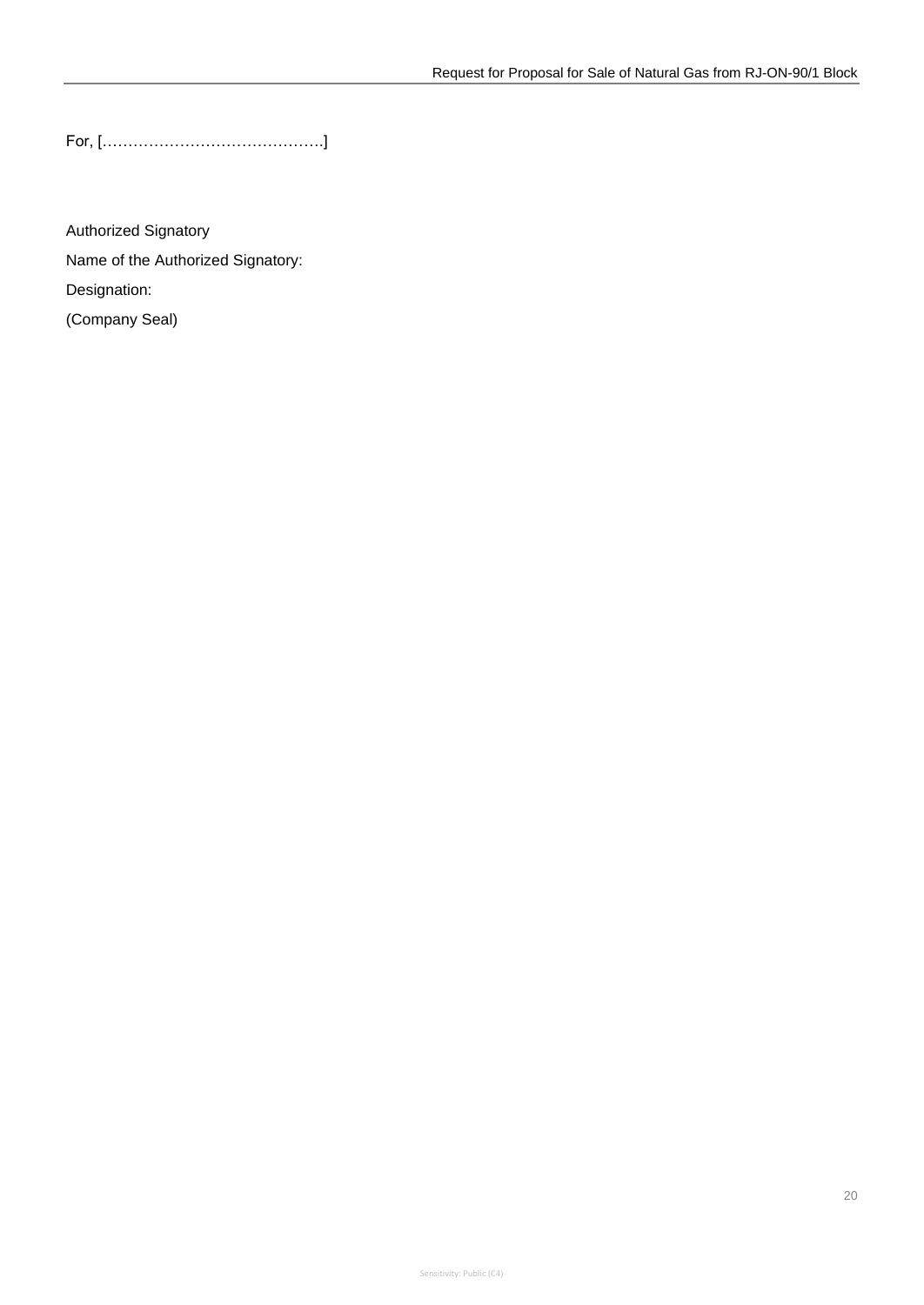For, […………………………………….]

Authorized Signatory

Name of the Authorized Signatory:

Designation:

(Company Seal)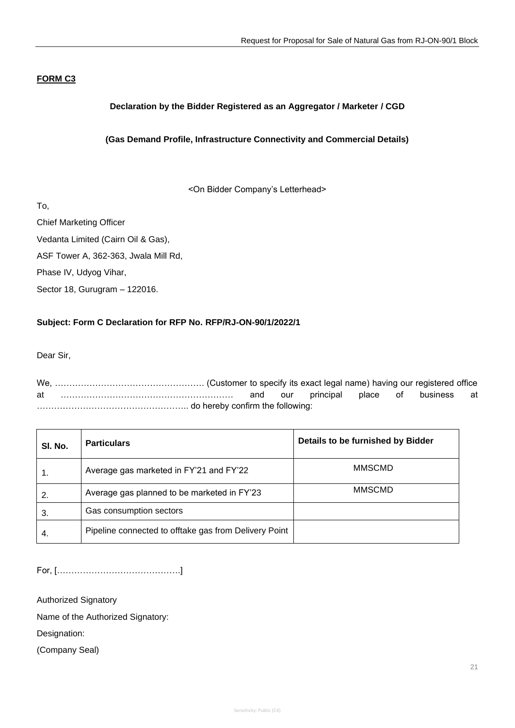**FORM C3**

**Declaration by the Bidder Registered as an Aggregator / Marketer / CGD**

**(Gas Demand Profile, Infrastructure Connectivity and Commercial Details)**

<On Bidder Company's Letterhead>

To,

Chief Marketing Officer

Vedanta Limited (Cairn Oil & Gas),

ASF Tower A, 362-363, Jwala Mill Rd,

Phase IV, Udyog Vihar,

Sector 18, Gurugram – 122016.

**Subject: Form C Declaration for RFP No. RFP/RJ-ON-90/1/2022/1**

Dear Sir,

We, …………………………………………… (Customer to specify its exact legal name) having our registered office at …………………………………………………. and our principal place of business at …………………………………………….. do hereby confirm the following:

| Sl. No. | Particulars | Details to be furnished by Bidder |
|---|---|---|
| 1. | Average gas marketed in FY'21 and FY'22 | MMSCMD |
| 2. | Average gas planned to be marketed in FY'23 | MMSCMD |
| 3. | Gas consumption sectors | |
| 4. | Pipeline connected to offtake gas from Delivery Point | |

For, […………………………………….]

Authorized Signatory

Name of the Authorized Signatory:

Designation:

(Company Seal)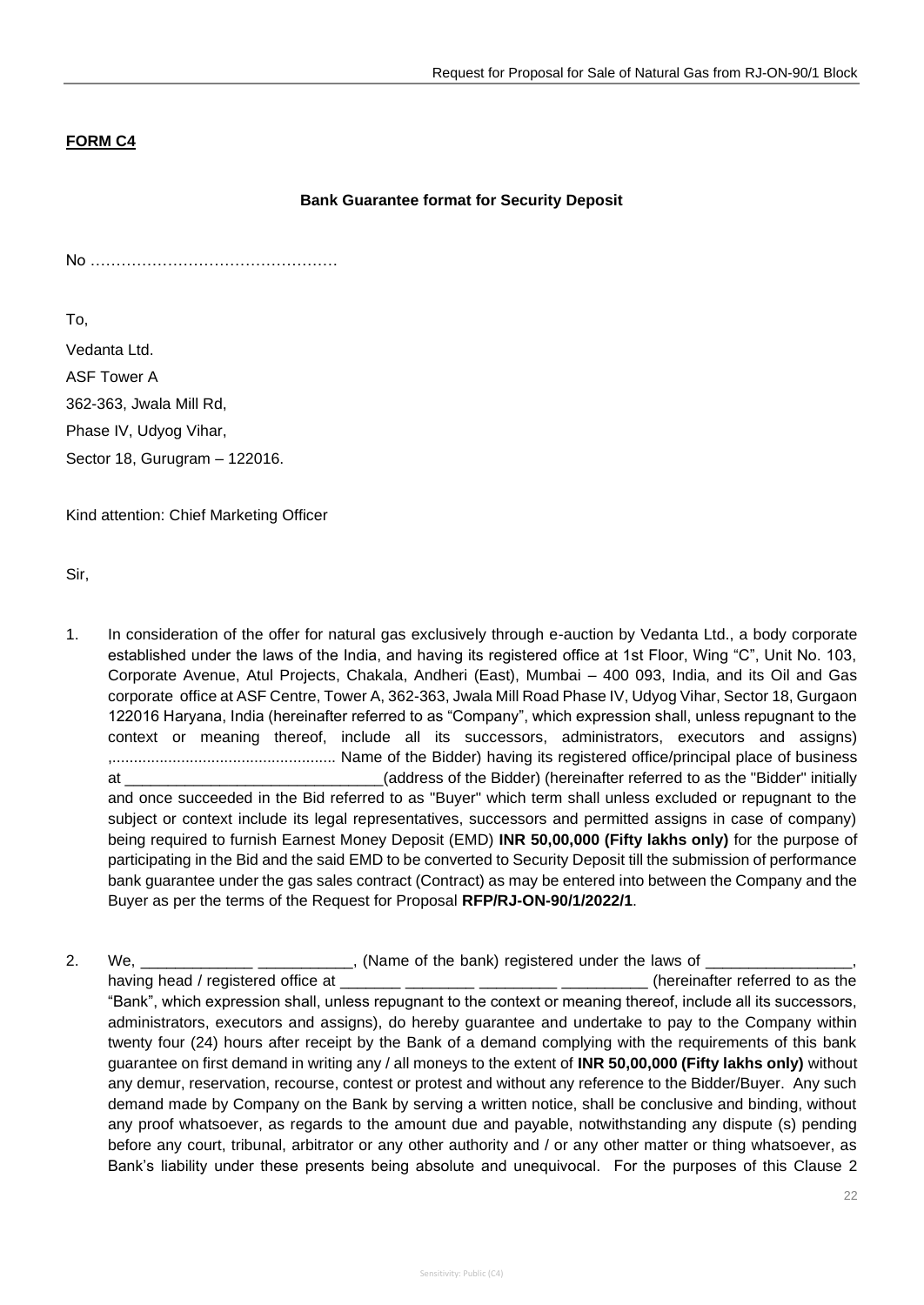**FORM C4**

**Bank Guarantee format for Security Deposit**

No …………………………………………

To,

Vedanta Ltd.

ASF Tower A

362-363, Jwala Mill Rd,

Phase IV, Udyog Vihar,

Sector 18, Gurugram – 122016.

Kind attention: Chief Marketing Officer

Sir,

1. In consideration of the offer for natural gas exclusively through e-auction by Vedanta Ltd., a body corporate established under the laws of the India, and having its registered office at 1st Floor, Wing "C", Unit No. 103, Corporate Avenue, Atul Projects, Chakala, Andheri (East), Mumbai – 400 093, India, and its Oil and Gas corporate office at ASF Centre, Tower A, 362-363, Jwala Mill Road Phase IV, Udyog Vihar, Sector 18, Gurgaon 122016 Haryana, India (hereinafter referred to as "Company", which expression shall, unless repugnant to the context or meaning thereof, include all its successors, administrators, executors and assigns) ,.................................................... Name of the Bidder) having its registered office/principal place of business at _______________________________(address of the Bidder) (hereinafter referred to as the "Bidder" initially and once succeeded in the Bid referred to as "Buyer" which term shall unless excluded or repugnant to the subject or context include its legal representatives, successors and permitted assigns in case of company) being required to furnish Earnest Money Deposit (EMD) **INR 50,00,000 (Fifty lakhs only)** for the purpose of participating in the Bid and the said EMD to be converted to Security Deposit till the submission of performance bank guarantee under the gas sales contract (Contract) as may be entered into between the Company and the Buyer as per the terms of the Request for Proposal **RFP/RJ-ON-90/1/2022/1**.

2. We, _____________ ___________, (Name of the bank) registered under the laws of _________________, having head / registered office at _______ ________ _________ __________ (hereinafter referred to as the "Bank", which expression shall, unless repugnant to the context or meaning thereof, include all its successors, administrators, executors and assigns), do hereby guarantee and undertake to pay to the Company within twenty four (24) hours after receipt by the Bank of a demand complying with the requirements of this bank guarantee on first demand in writing any / all moneys to the extent of **INR 50,00,000 (Fifty lakhs only)** without any demur, reservation, recourse, contest or protest and without any reference to the Bidder/Buyer. Any such demand made by Company on the Bank by serving a written notice, shall be conclusive and binding, without any proof whatsoever, as regards to the amount due and payable, notwithstanding any dispute (s) pending before any court, tribunal, arbitrator or any other authority and / or any other matter or thing whatsoever, as Bank's liability under these presents being absolute and unequivocal. For the purposes of this Clause 2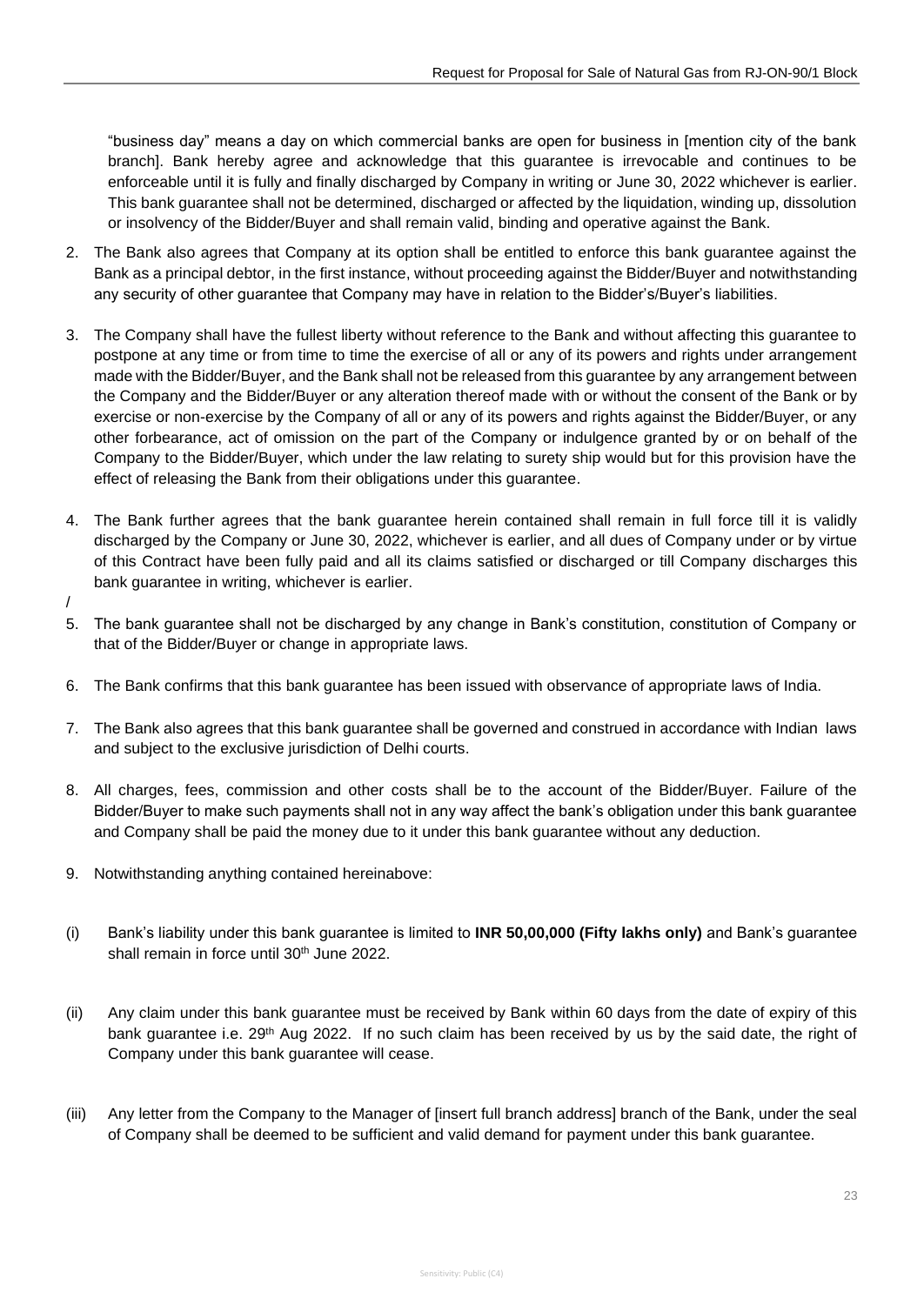"business day" means a day on which commercial banks are open for business in [mention city of the bank branch]. Bank hereby agree and acknowledge that this guarantee is irrevocable and continues to be enforceable until it is fully and finally discharged by Company in writing or June 30, 2022 whichever is earlier. This bank guarantee shall not be determined, discharged or affected by the liquidation, winding up, dissolution or insolvency of the Bidder/Buyer and shall remain valid, binding and operative against the Bank.

2. The Bank also agrees that Company at its option shall be entitled to enforce this bank guarantee against the Bank as a principal debtor, in the first instance, without proceeding against the Bidder/Buyer and notwithstanding any security of other guarantee that Company may have in relation to the Bidder's/Buyer's liabilities.

3. The Company shall have the fullest liberty without reference to the Bank and without affecting this guarantee to postpone at any time or from time to time the exercise of all or any of its powers and rights under arrangement made with the Bidder/Buyer, and the Bank shall not be released from this guarantee by any arrangement between the Company and the Bidder/Buyer or any alteration thereof made with or without the consent of the Bank or by exercise or non-exercise by the Company of all or any of its powers and rights against the Bidder/Buyer, or any other forbearance, act of omission on the part of the Company or indulgence granted by or on behalf of the Company to the Bidder/Buyer, which under the law relating to surety ship would but for this provision have the effect of releasing the Bank from their obligations under this guarantee.

4. The Bank further agrees that the bank guarantee herein contained shall remain in full force till it is validly discharged by the Company or June 30, 2022, whichever is earlier, and all dues of Company under or by virtue of this Contract have been fully paid and all its claims satisfied or discharged or till Company discharges this bank guarantee in writing, whichever is earlier.

/

5. The bank guarantee shall not be discharged by any change in Bank's constitution, constitution of Company or that of the Bidder/Buyer or change in appropriate laws.

6. The Bank confirms that this bank guarantee has been issued with observance of appropriate laws of India.

7. The Bank also agrees that this bank guarantee shall be governed and construed in accordance with Indian laws and subject to the exclusive jurisdiction of Delhi courts.

8. All charges, fees, commission and other costs shall be to the account of the Bidder/Buyer. Failure of the Bidder/Buyer to make such payments shall not in any way affect the bank's obligation under this bank guarantee and Company shall be paid the money due to it under this bank guarantee without any deduction.

9. Notwithstanding anything contained hereinabove:

(i) Bank's liability under this bank guarantee is limited to **INR 50,00,000 (Fifty lakhs only)** and Bank's guarantee shall remain in force until 30th June 2022.

(ii) Any claim under this bank guarantee must be received by Bank within 60 days from the date of expiry of this bank guarantee i.e. 29th Aug 2022. If no such claim has been received by us by the said date, the right of Company under this bank guarantee will cease.

(iii) Any letter from the Company to the Manager of [insert full branch address] branch of the Bank, under the seal of Company shall be deemed to be sufficient and valid demand for payment under this bank guarantee.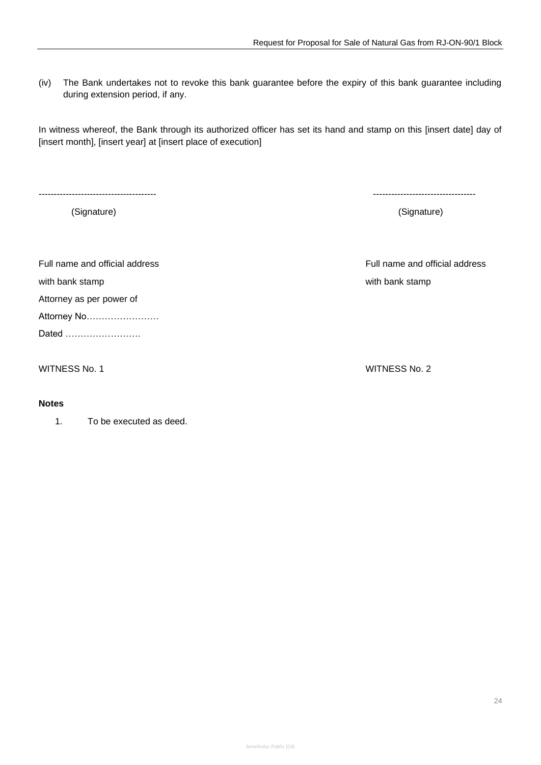(iv) The Bank undertakes not to revoke this bank guarantee before the expiry of this bank guarantee including during extension period, if any.

In witness whereof, the Bank through its authorized officer has set its hand and stamp on this [insert date] day of [insert month], [insert year] at [insert place of execution]

| --------------------------------------- | ---------------------------------- |
|---|---|
| (Signature) | (Signature) |
| | |
| Full name and official address | Full name and official address |
| with bank stamp | with bank stamp |
| Attorney as per power of | |
| Attorney No…………………… | |
| Dated ……………………. | |
| | |
| WITNESS No. 1 | WITNESS No. 2 |

**Notes**

1. To be executed as deed.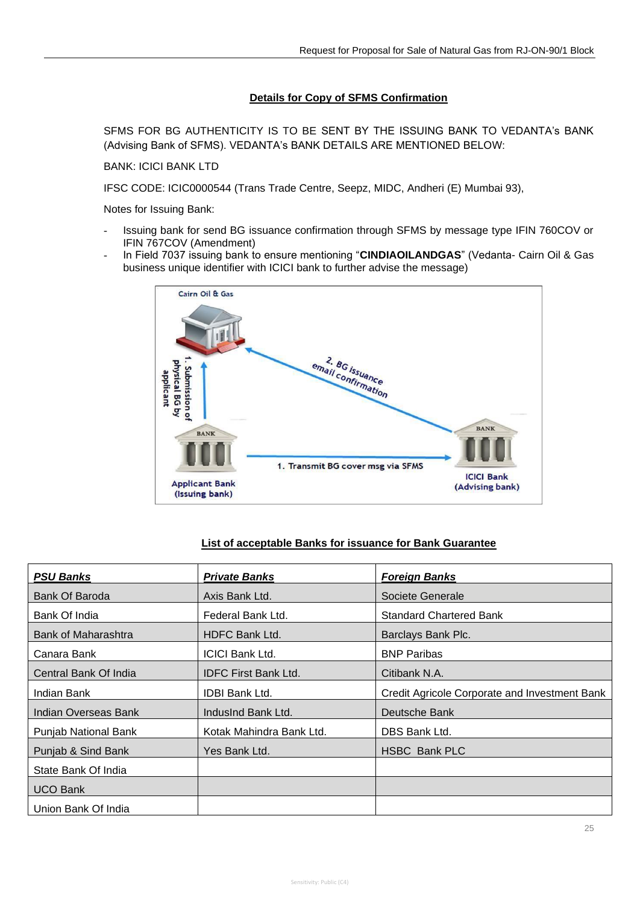## Details for Copy of SFMS Confirmation

SFMS FOR BG AUTHENTICITY IS TO BE SENT BY THE ISSUING BANK TO VEDANTA's BANK (Advising Bank of SFMS). VEDANTA's BANK DETAILS ARE MENTIONED BELOW:

BANK: ICICI BANK LTD

IFSC CODE: ICIC0000544 (Trans Trade Centre, Seepz, MIDC, Andheri (E) Mumbai 93),

Notes for Issuing Bank:

- Issuing bank for send BG issuance confirmation through SFMS by message type IFIN 760COV or IFIN 767COV (Amendment)
- In Field 7037 issuing bank to ensure mentioning "**CINDIAOILANDGAS**" (Vedanta- Cairn Oil & Gas business unique identifier with ICICI bank to further advise the message)

Cairn Oil & Gas

1. Submission of physical BG by applicant

2. BG issuance email confirmation

1. Transmit BG cover msg via SFMS

Applicant Bank (Issuing bank)

ICICI Bank (Advising bank)

## List of acceptable Banks for issuance for Bank Guarantee

| ***PSU Banks*** | ***Private Banks*** | ***Foreign Banks*** |
|---|---|---|
| Bank Of Baroda | Axis Bank Ltd. | Societe Generale |
| Bank Of India | Federal Bank Ltd. | Standard Chartered Bank |
| Bank of Maharashtra | HDFC Bank Ltd. | Barclays Bank Plc. |
| Canara Bank | ICICI Bank Ltd. | BNP Paribas |
| Central Bank Of India | IDFC First Bank Ltd. | Citibank N.A. |
| Indian Bank | IDBI Bank Ltd. | Credit Agricole Corporate and Investment Bank |
| Indian Overseas Bank | IndusInd Bank Ltd. | Deutsche Bank |
| Punjab National Bank | Kotak Mahindra Bank Ltd. | DBS Bank Ltd. |
| Punjab & Sind Bank | Yes Bank Ltd. | HSBC Bank PLC |
| State Bank Of India | | |
| UCO Bank | | |
| Union Bank Of India | | |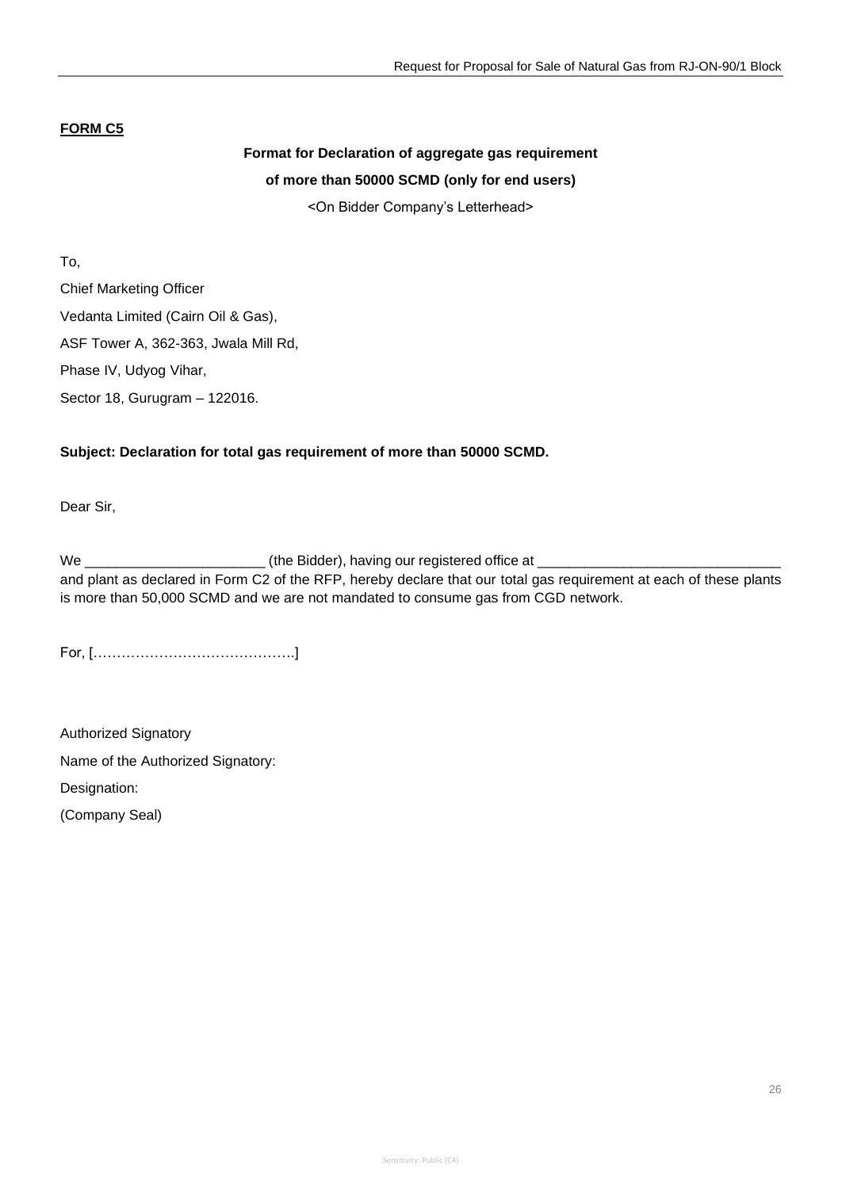**FORM C5**

**Format for Declaration of aggregate gas requirement**

**of more than 50000 SCMD (only for end users)**

<On Bidder Company's Letterhead>

To,

Chief Marketing Officer

Vedanta Limited (Cairn Oil & Gas),

ASF Tower A, 362-363, Jwala Mill Rd,

Phase IV, Udyog Vihar,

Sector 18, Gurugram – 122016.

**Subject: Declaration for total gas requirement of more than 50000 SCMD.**

Dear Sir,

We _______________________ (the Bidder), having our registered office at _______________________________ and plant as declared in Form C2 of the RFP, hereby declare that our total gas requirement at each of these plants is more than 50,000 SCMD and we are not mandated to consume gas from CGD network.

For, […………………………………….]

Authorized Signatory

Name of the Authorized Signatory:

Designation:

(Company Seal)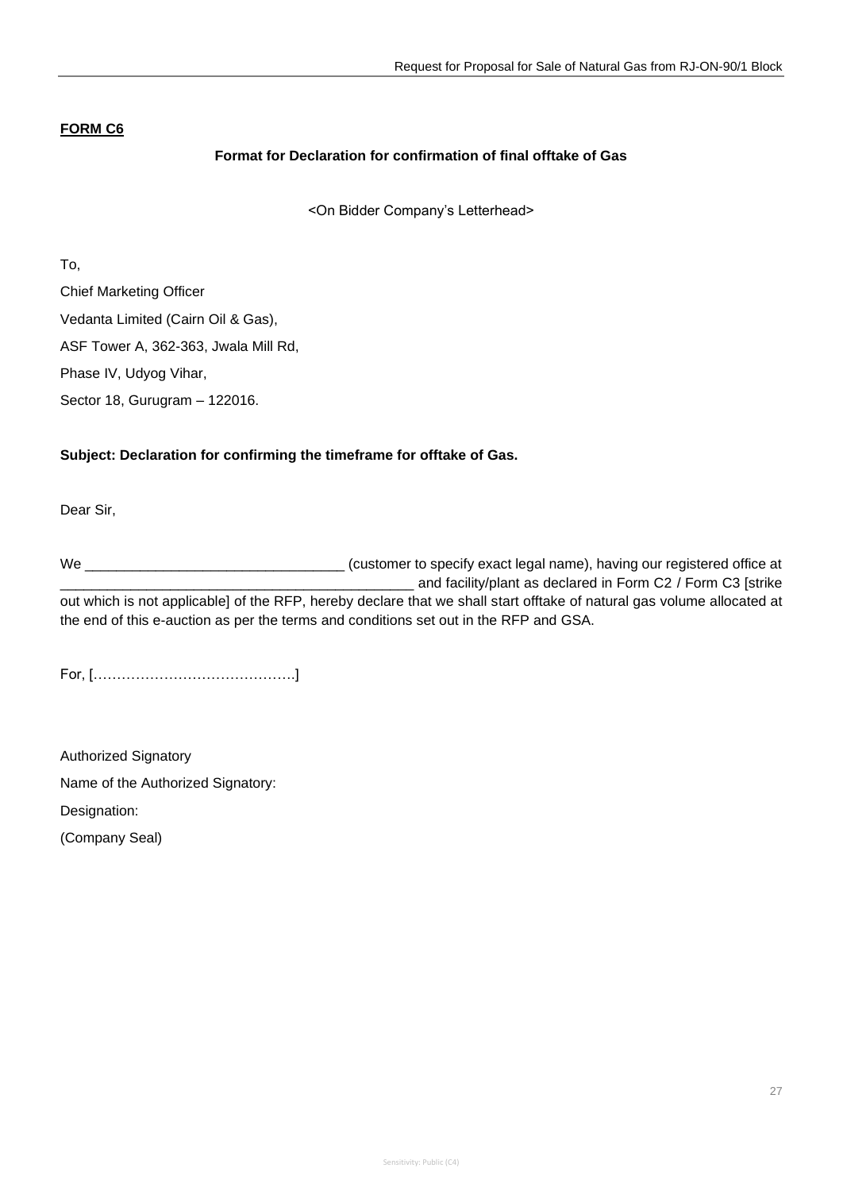**FORM C6**

**Format for Declaration for confirmation of final offtake of Gas**

<On Bidder Company's Letterhead>

To,

Chief Marketing Officer

Vedanta Limited (Cairn Oil & Gas),

ASF Tower A, 362-363, Jwala Mill Rd,

Phase IV, Udyog Vihar,

Sector 18, Gurugram – 122016.

**Subject: Declaration for confirming the timeframe for offtake of Gas.**

Dear Sir,

We _________________________________ (customer to specify exact legal name), having our registered office at _____________________________________________ and facility/plant as declared in Form C2 / Form C3 [strike out which is not applicable] of the RFP, hereby declare that we shall start offtake of natural gas volume allocated at the end of this e-auction as per the terms and conditions set out in the RFP and GSA.

For, [……………………………………]

Authorized Signatory

Name of the Authorized Signatory:

Designation:

(Company Seal)